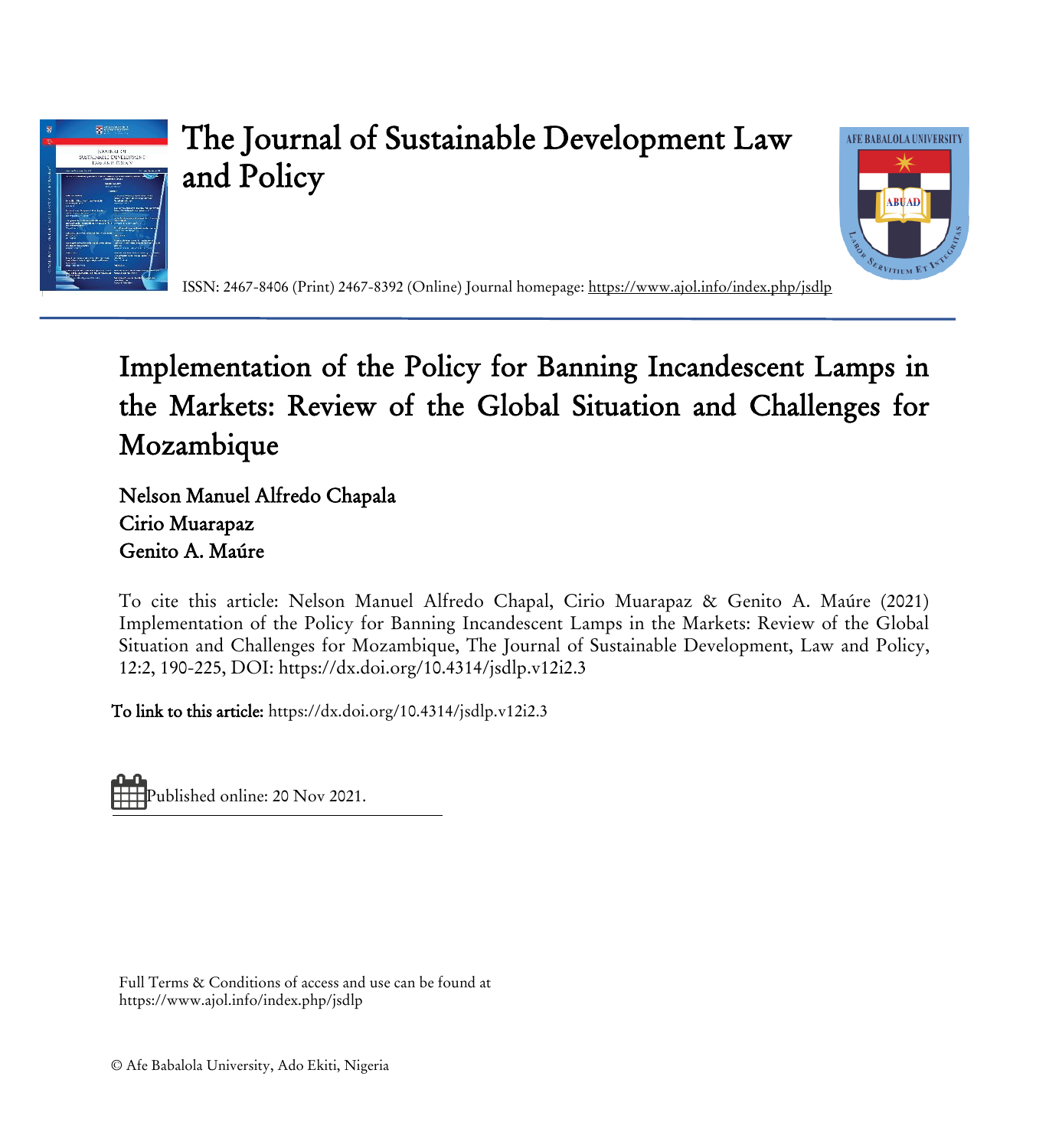# The Journal of Sustainable Development Law and Policy

ISSN: 2467-8406 (Print) 2467-8392 (Online) Journal homepage: https://www.ajol.info/index.php/jsdlp

## Implementation of the Policy for Banning Incandescent Lamps in the Markets: Review of the Global Situation and Challenges for Mozambique

Nelson Manuel Alfredo Chapala
Cirio Muarapaz
Genito A. Maúre

To cite this article: Nelson Manuel Alfredo Chapal, Cirio Muarapaz & Genito A. Maúre (2021) Implementation of the Policy for Banning Incandescent Lamps in the Markets: Review of the Global Situation and Challenges for Mozambique, The Journal of Sustainable Development, Law and Policy, 12:2, 190-225, DOI: https://dx.doi.org/10.4314/jsdlp.v12i2.3

**To link to this article:** https://dx.doi.org/10.4314/jsdlp.v12i2.3

Published online: 20 Nov 2021.

Full Terms & Conditions of access and use can be found at https://www.ajol.info/index.php/jsdlp

© Afe Babalola University, Ado Ekiti, Nigeria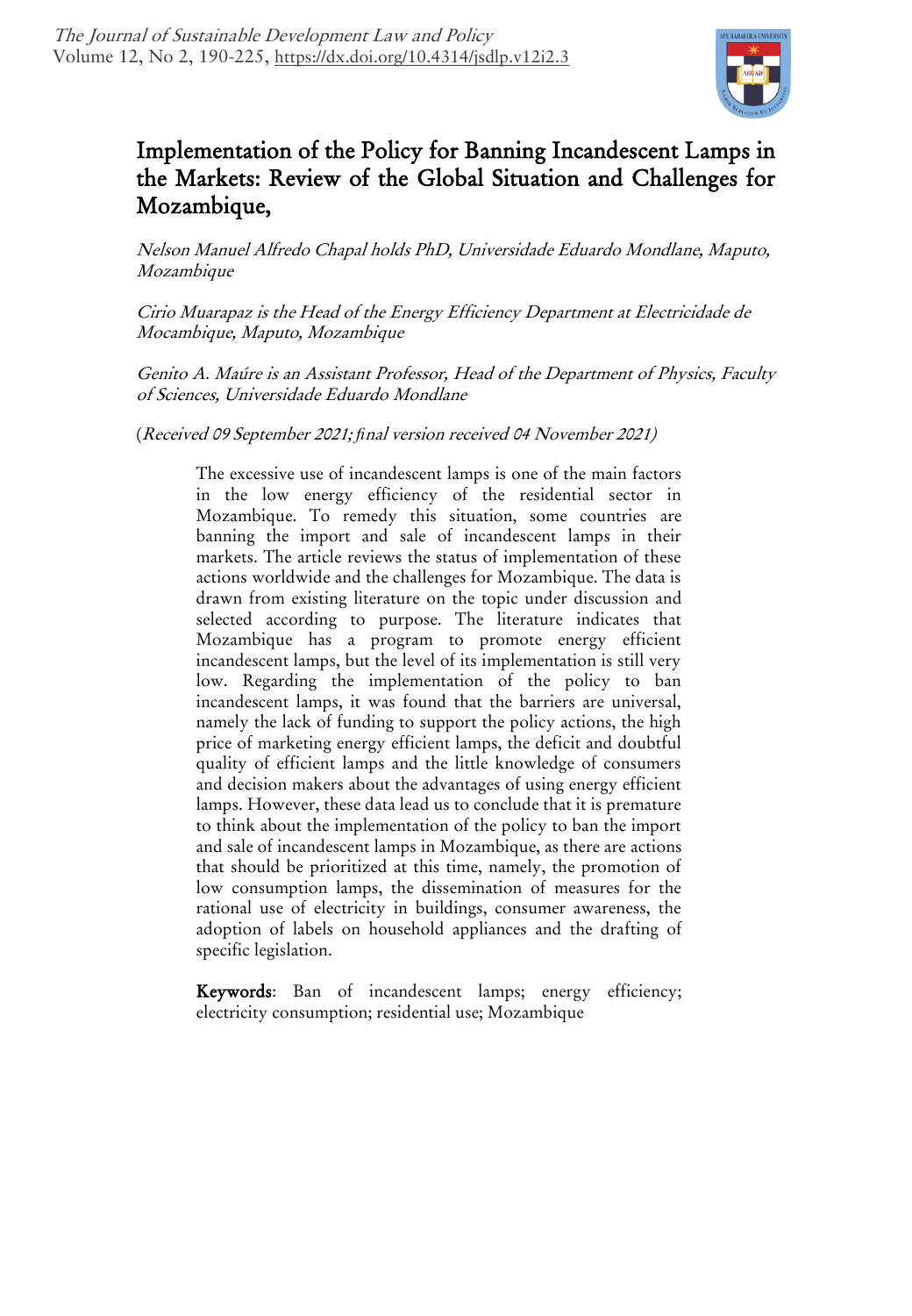# Implementation of the Policy for Banning Incandescent Lamps in the Markets: Review of the Global Situation and Challenges for Mozambique,

*Nelson Manuel Alfredo Chapal holds PhD, Universidade Eduardo Mondlane, Maputo, Mozambique*

*Cirio Muarapaz is the Head of the Energy Efficiency Department at Electricidade de Mocambique, Maputo, Mozambique*

*Genito A. Maúre is an Assistant Professor, Head of the Department of Physics, Faculty of Sciences, Universidade Eduardo Mondlane*

(*Received 09 September 2021; final version received 04 November 2021)*

The excessive use of incandescent lamps is one of the main factors in the low energy efficiency of the residential sector in Mozambique. To remedy this situation, some countries are banning the import and sale of incandescent lamps in their markets. The article reviews the status of implementation of these actions worldwide and the challenges for Mozambique. The data is drawn from existing literature on the topic under discussion and selected according to purpose. The literature indicates that Mozambique has a program to promote energy efficient incandescent lamps, but the level of its implementation is still very low. Regarding the implementation of the policy to ban incandescent lamps, it was found that the barriers are universal, namely the lack of funding to support the policy actions, the high price of marketing energy efficient lamps, the deficit and doubtful quality of efficient lamps and the little knowledge of consumers and decision makers about the advantages of using energy efficient lamps. However, these data lead us to conclude that it is premature to think about the implementation of the policy to ban the import and sale of incandescent lamps in Mozambique, as there are actions that should be prioritized at this time, namely, the promotion of low consumption lamps, the dissemination of measures for the rational use of electricity in buildings, consumer awareness, the adoption of labels on household appliances and the drafting of specific legislation.

**Keywords**: Ban of incandescent lamps; energy efficiency; electricity consumption; residential use; Mozambique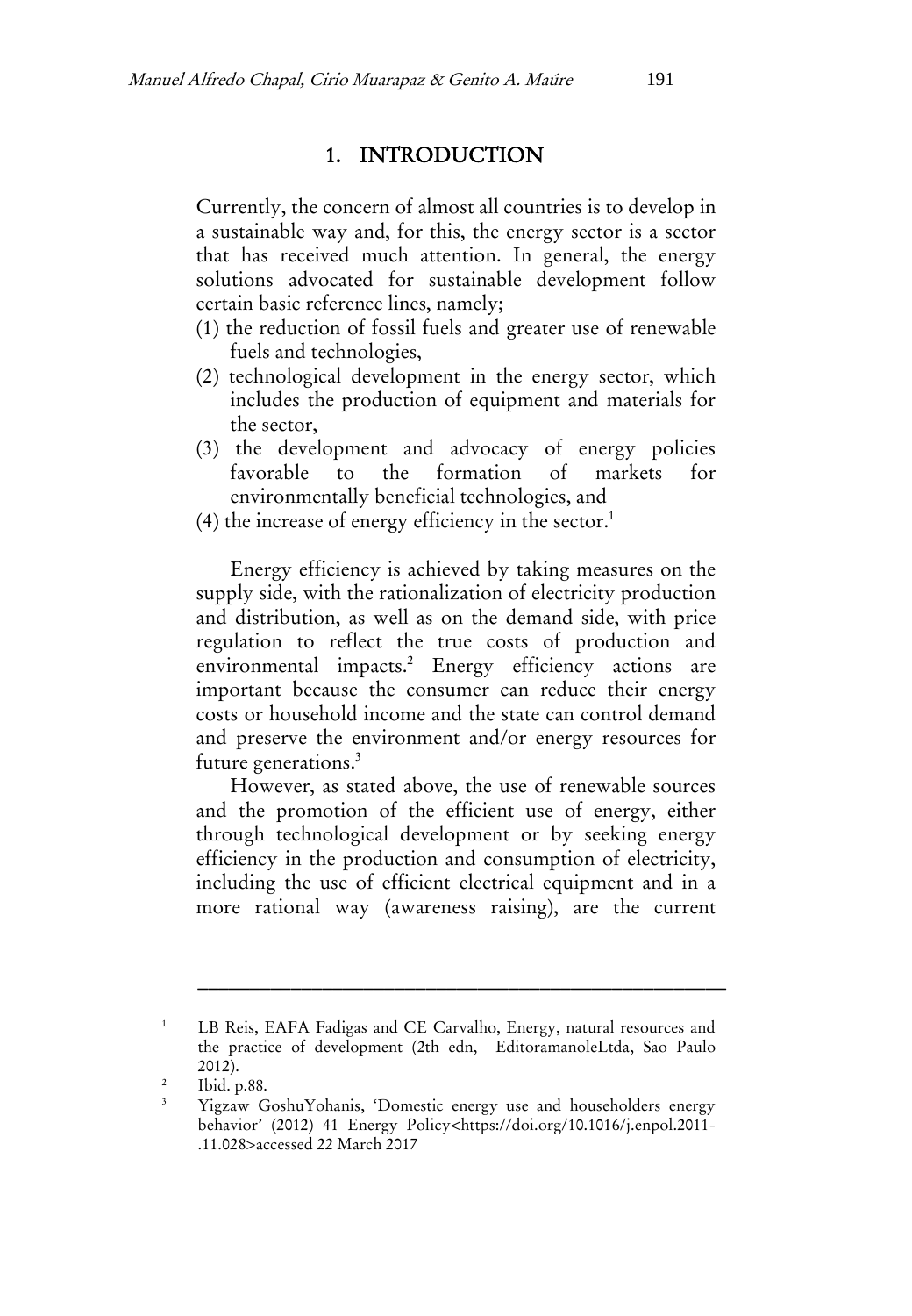# 1. INTRODUCTION

Currently, the concern of almost all countries is to develop in a sustainable way and, for this, the energy sector is a sector that has received much attention. In general, the energy solutions advocated for sustainable development follow certain basic reference lines, namely;

(1) the reduction of fossil fuels and greater use of renewable fuels and technologies,
(2) technological development in the energy sector, which includes the production of equipment and materials for the sector,
(3) the development and advocacy of energy policies favorable to the formation of markets for environmentally beneficial technologies, and
(4) the increase of energy efficiency in the sector.[1]

Energy efficiency is achieved by taking measures on the supply side, with the rationalization of electricity production and distribution, as well as on the demand side, with price regulation to reflect the true costs of production and environmental impacts.[2] Energy efficiency actions are important because the consumer can reduce their energy costs or household income and the state can control demand and preserve the environment and/or energy resources for future generations.[3]

However, as stated above, the use of renewable sources and the promotion of the efficient use of energy, either through technological development or by seeking energy efficiency in the production and consumption of electricity, including the use of efficient electrical equipment and in a more rational way (awareness raising), are the current

---

[1] LB Reis, EAFA Fadigas and CE Carvalho, Energy, natural resources and the practice of development (2th edn, EditoramanoleLtda, Sao Paulo 2012).

[2] Ibid. p.88.

[3] Yigzaw GoshuYohanis, 'Domestic energy use and householders energy behavior' (2012) 41 Energy Policy<https://doi.org/10.1016/j.enpol.2011-.11.028>accessed 22 March 2017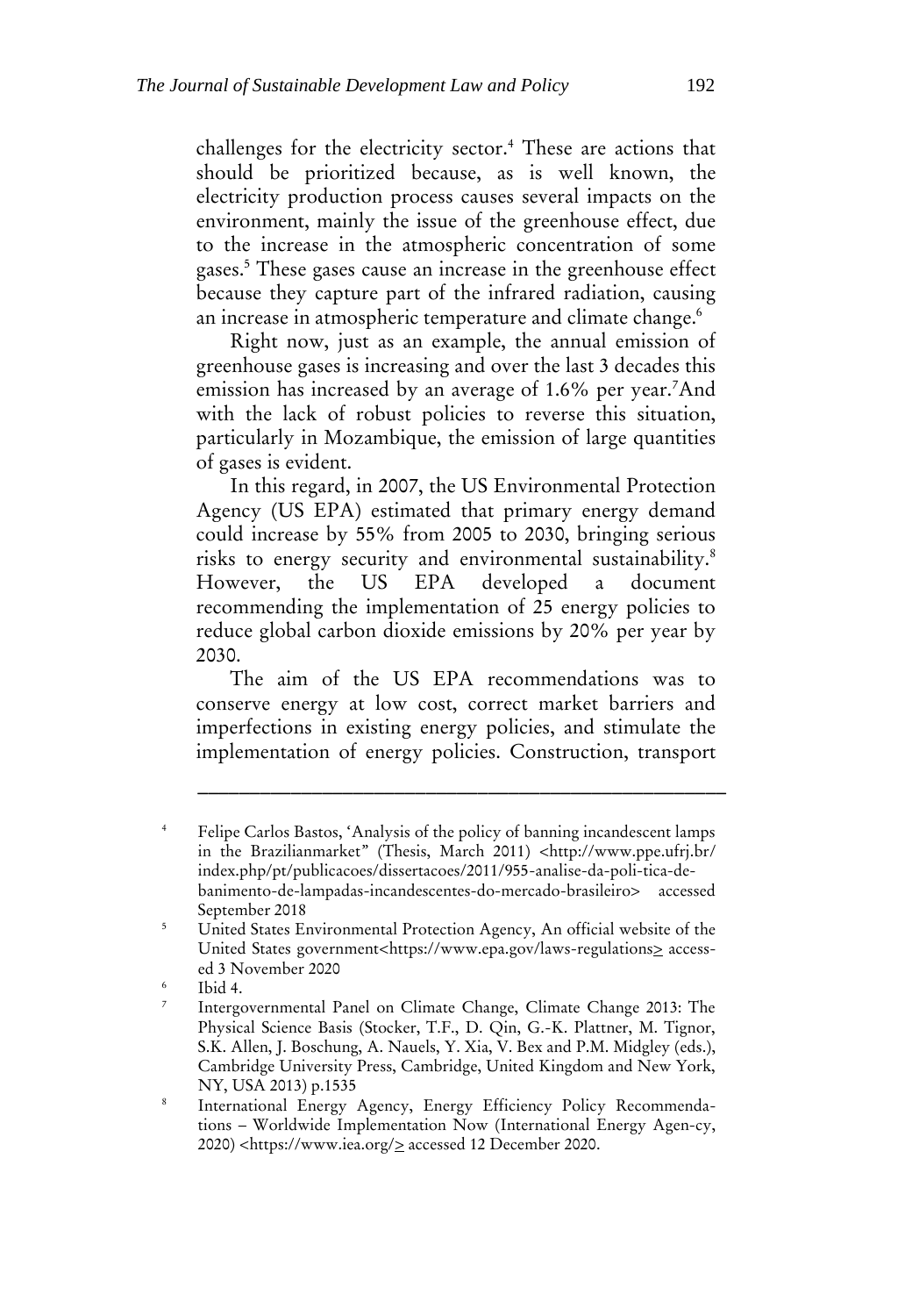challenges for the electricity sector.[4] These are actions that should be prioritized because, as is well known, the electricity production process causes several impacts on the environment, mainly the issue of the greenhouse effect, due to the increase in the atmospheric concentration of some gases.[5] These gases cause an increase in the greenhouse effect because they capture part of the infrared radiation, causing an increase in atmospheric temperature and climate change.[6]

Right now, just as an example, the annual emission of greenhouse gases is increasing and over the last 3 decades this emission has increased by an average of 1.6% per year.[7]And with the lack of robust policies to reverse this situation, particularly in Mozambique, the emission of large quantities of gases is evident.

In this regard, in 2007, the US Environmental Protection Agency (US EPA) estimated that primary energy demand could increase by 55% from 2005 to 2030, bringing serious risks to energy security and environmental sustainability.[8] However, the US EPA developed a document recommending the implementation of 25 energy policies to reduce global carbon dioxide emissions by 20% per year by 2030.

The aim of the US EPA recommendations was to conserve energy at low cost, correct market barriers and imperfections in existing energy policies, and stimulate the implementation of energy policies. Construction, transport

---

[4] Felipe Carlos Bastos, 'Analysis of the policy of banning incandescent lamps in the Brazilianmarket" (Thesis, March 2011) <http://www.ppe.ufrj.br/index.php/pt/publicacoes/dissertacoes/2011/955-analise-da-poli-tica-de-banimento-de-lampadas-incandescentes-do-mercado-brasileiro> accessed September 2018

[5] United States Environmental Protection Agency, An official website of the United States government<https://www.epa.gov/laws-regulations> accessed 3 November 2020

[6] Ibid 4.

[7] Intergovernmental Panel on Climate Change, Climate Change 2013: The Physical Science Basis (Stocker, T.F., D. Qin, G.-K. Plattner, M. Tignor, S.K. Allen, J. Boschung, A. Nauels, Y. Xia, V. Bex and P.M. Midgley (eds.), Cambridge University Press, Cambridge, United Kingdom and New York, NY, USA 2013) p.1535

[8] International Energy Agency, Energy Efficiency Policy Recommendations – Worldwide Implementation Now (International Energy Agen-cy, 2020) <https://www.iea.org/> accessed 12 December 2020.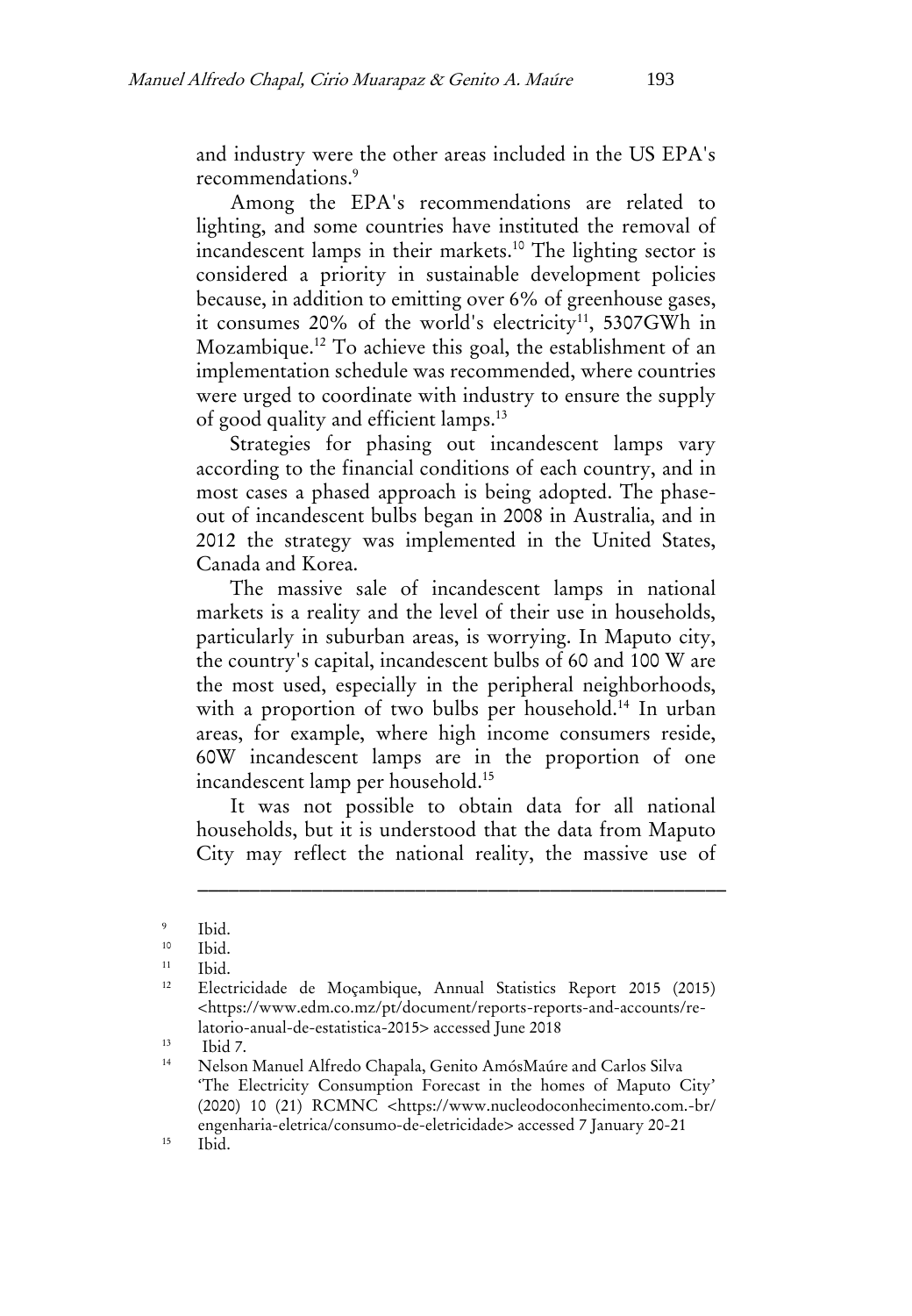and industry were the other areas included in the US EPA's recommendations.[9]

Among the EPA's recommendations are related to lighting, and some countries have instituted the removal of incandescent lamps in their markets.[10] The lighting sector is considered a priority in sustainable development policies because, in addition to emitting over 6% of greenhouse gases, it consumes 20% of the world's electricity[11], 5307GWh in Mozambique.[12] To achieve this goal, the establishment of an implementation schedule was recommended, where countries were urged to coordinate with industry to ensure the supply of good quality and efficient lamps.[13]

Strategies for phasing out incandescent lamps vary according to the financial conditions of each country, and in most cases a phased approach is being adopted. The phase-out of incandescent bulbs began in 2008 in Australia, and in 2012 the strategy was implemented in the United States, Canada and Korea.

The massive sale of incandescent lamps in national markets is a reality and the level of their use in households, particularly in suburban areas, is worrying. In Maputo city, the country's capital, incandescent bulbs of 60 and 100 W are the most used, especially in the peripheral neighborhoods, with a proportion of two bulbs per household.[14] In urban areas, for example, where high income consumers reside, 60W incandescent lamps are in the proportion of one incandescent lamp per household.[15]

It was not possible to obtain data for all national households, but it is understood that the data from Maputo City may reflect the national reality, the massive use of

---

[9] Ibid.

[10] Ibid.

[11] Ibid.

[12] Electricidade de Moçambique, Annual Statistics Report 2015 (2015) <https://www.edm.co.mz/pt/document/reports-reports-and-accounts/relatorio-anual-de-estatistica-2015> accessed June 2018

[13] Ibid 7.

[14] Nelson Manuel Alfredo Chapala, Genito AmósMaúre and Carlos Silva 'The Electricity Consumption Forecast in the homes of Maputo City' (2020) 10 (21) RCMNC <https://www.nucleodoconhecimento.com.-br/engenharia-eletrica/consumo-de-eletricidade> accessed 7 January 20-21

[15] Ibid.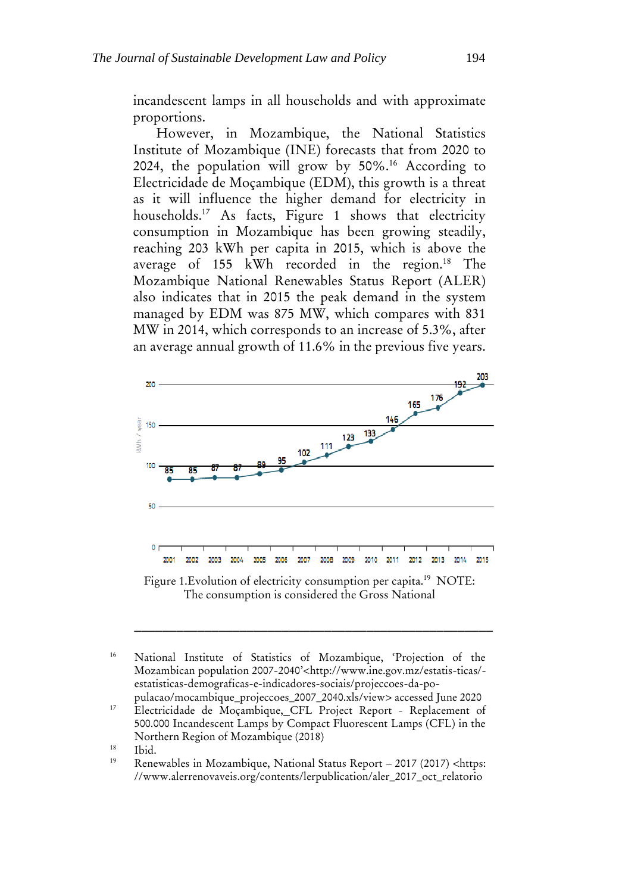incandescent lamps in all households and with approximate proportions.

However, in Mozambique, the National Statistics Institute of Mozambique (INE) forecasts that from 2020 to 2024, the population will grow by 50%.[16] According to Electricidade de Moçambique (EDM), this growth is a threat as it will influence the higher demand for electricity in households.[17] As facts, Figure 1 shows that electricity consumption in Mozambique has been growing steadily, reaching 203 kWh per capita in 2015, which is above the average of 155 kWh recorded in the region.[18] The Mozambique National Renewables Status Report (ALER) also indicates that in 2015 the peak demand in the system managed by EDM was 875 MW, which compares with 831 MW in 2014, which corresponds to an increase of 5.3%, after an average annual growth of 11.6% in the previous five years.

| Year | 2001 | 2002 | 2003 | 2004 | 2005 | 2006 | 2007 | 2008 | 2009 | 2010 | 2011 | 2012 | 2013 | 2014 | 2015 |
|---|---|---|---|---|---|---|---|---|---|---|---|---|---|---|---|
| kWh / year | 85 | 85 | 87 | 87 | 89 | 95 | 102 | 111 | 123 | 133 | 146 | 165 | 176 | 192 | 203 |

Figure 1.Evolution of electricity consumption per capita.[19] NOTE: The consumption is considered the Gross National

---

[16] National Institute of Statistics of Mozambique, 'Projection of the Mozambican population 2007-2040'<http://www.ine.gov.mz/estatis-ticas/-estatisticas-demograficas-e-indicadores-sociais/projeccoes-da-po-pulacao/mocambique_projeccoes_2007_2040.xls/view> accessed June 2020

[17] Electricidade de Moçambique,_CFL Project Report - Replacement of 500.000 Incandescent Lamps by Compact Fluorescent Lamps (CFL) in the Northern Region of Mozambique (2018)

[18] Ibid.

[19] Renewables in Mozambique, National Status Report – 2017 (2017) <https: //www.alerrenovaveis.org/contents/lerpublication/aler_2017_oct_relatorio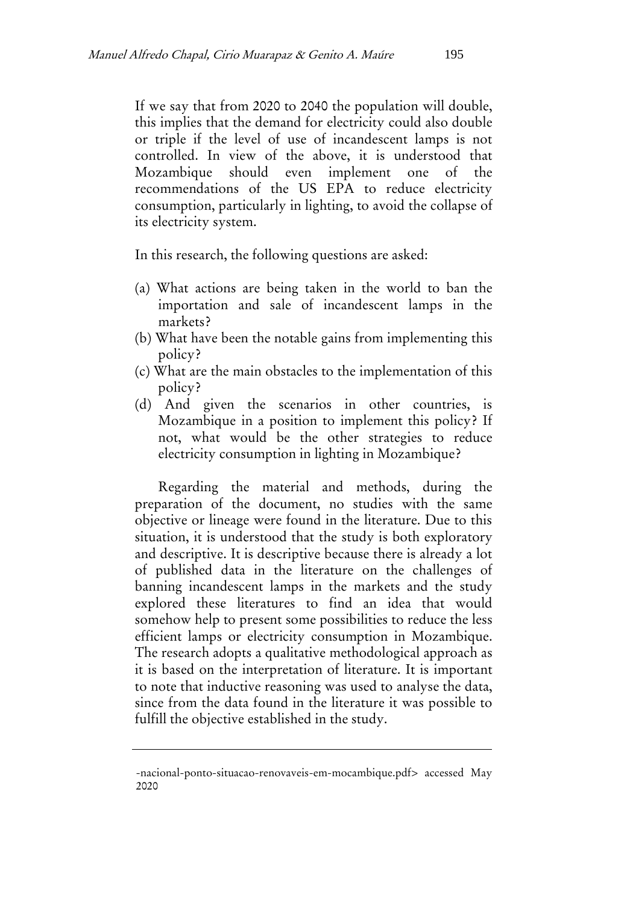If we say that from 2020 to 2040 the population will double, this implies that the demand for electricity could also double or triple if the level of use of incandescent lamps is not controlled. In view of the above, it is understood that Mozambique should even implement one of the recommendations of the US EPA to reduce electricity consumption, particularly in lighting, to avoid the collapse of its electricity system.

In this research, the following questions are asked:

(a) What actions are being taken in the world to ban the importation and sale of incandescent lamps in the markets?
(b) What have been the notable gains from implementing this policy?
(c) What are the main obstacles to the implementation of this policy?
(d) And given the scenarios in other countries, is Mozambique in a position to implement this policy? If not, what would be the other strategies to reduce electricity consumption in lighting in Mozambique?

Regarding the material and methods, during the preparation of the document, no studies with the same objective or lineage were found in the literature. Due to this situation, it is understood that the study is both exploratory and descriptive. It is descriptive because there is already a lot of published data in the literature on the challenges of banning incandescent lamps in the markets and the study explored these literatures to find an idea that would somehow help to present some possibilities to reduce the less efficient lamps or electricity consumption in Mozambique. The research adopts a qualitative methodological approach as it is based on the interpretation of literature. It is important to note that inductive reasoning was used to analyse the data, since from the data found in the literature it was possible to fulfill the objective established in the study.

---

-nacional-ponto-situacao-renovaveis-em-mocambique.pdf> accessed May 2020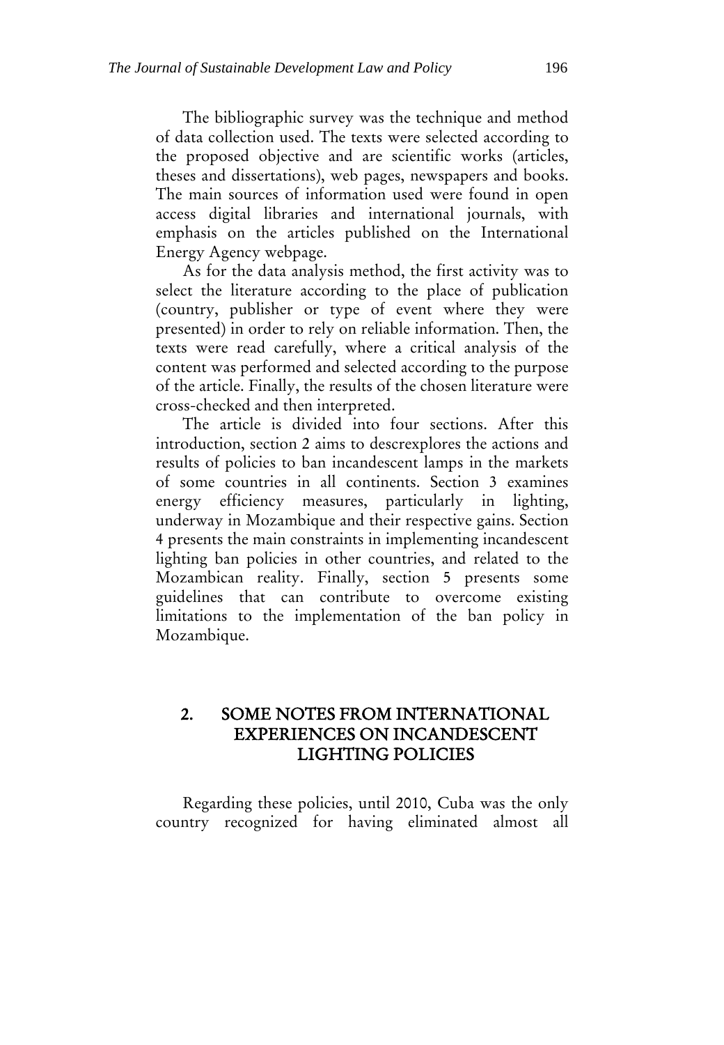The bibliographic survey was the technique and method of data collection used. The texts were selected according to the proposed objective and are scientific works (articles, theses and dissertations), web pages, newspapers and books. The main sources of information used were found in open access digital libraries and international journals, with emphasis on the articles published on the International Energy Agency webpage.

As for the data analysis method, the first activity was to select the literature according to the place of publication (country, publisher or type of event where they were presented) in order to rely on reliable information. Then, the texts were read carefully, where a critical analysis of the content was performed and selected according to the purpose of the article. Finally, the results of the chosen literature were cross-checked and then interpreted.

The article is divided into four sections. After this introduction, section 2 aims to descrexplores the actions and results of policies to ban incandescent lamps in the markets of some countries in all continents. Section 3 examines energy efficiency measures, particularly in lighting, underway in Mozambique and their respective gains. Section 4 presents the main constraints in implementing incandescent lighting ban policies in other countries, and related to the Mozambican reality. Finally, section 5 presents some guidelines that can contribute to overcome existing limitations to the implementation of the ban policy in Mozambique.

## 2. SOME NOTES FROM INTERNATIONAL EXPERIENCES ON INCANDESCENT LIGHTING POLICIES

Regarding these policies, until 2010, Cuba was the only country recognized for having eliminated almost all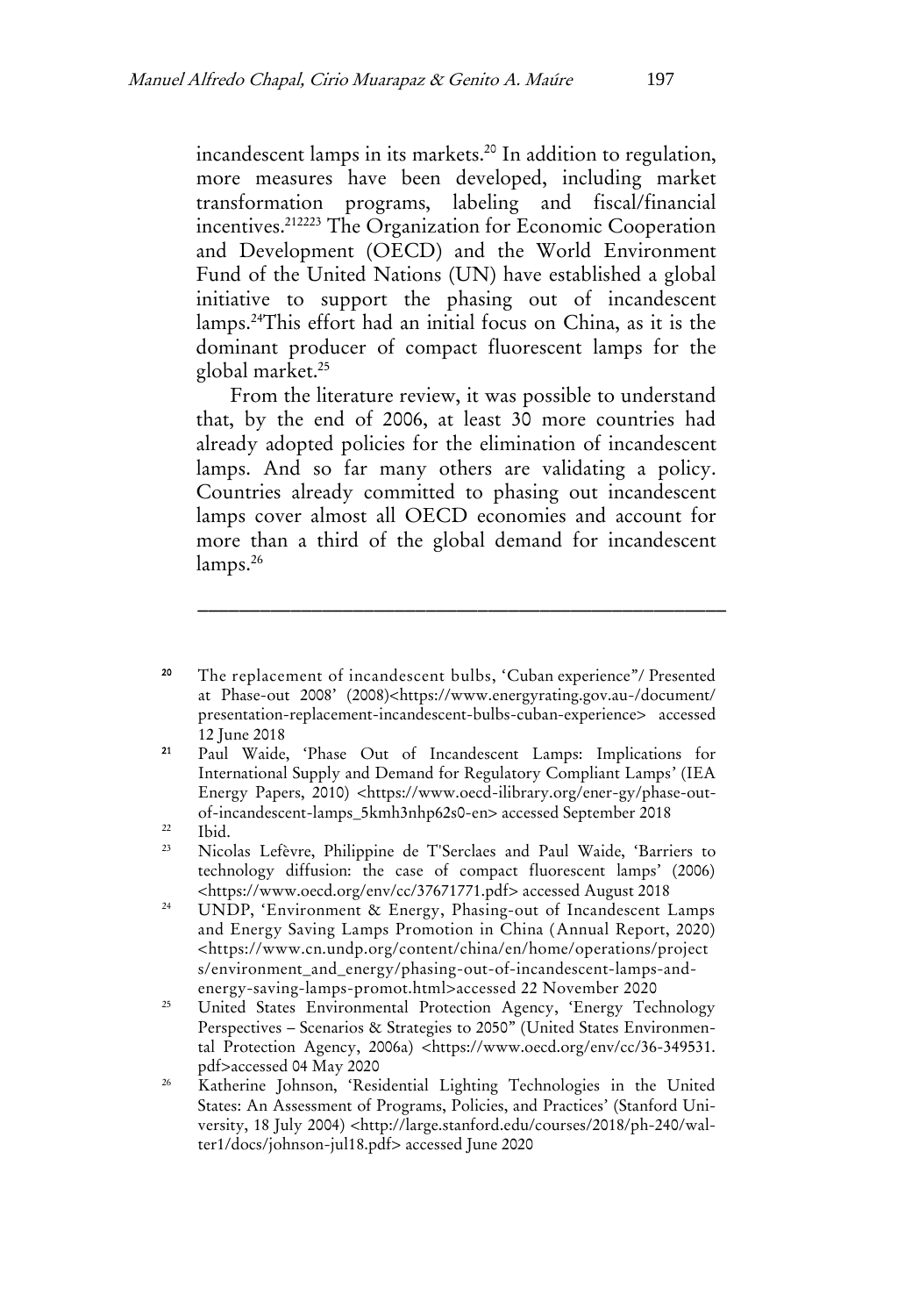incandescent lamps in its markets.[20] In addition to regulation, more measures have been developed, including market transformation programs, labeling and fiscal/financial incentives.[21][22][23] The Organization for Economic Cooperation and Development (OECD) and the World Environment Fund of the United Nations (UN) have established a global initiative to support the phasing out of incandescent lamps.[24]This effort had an initial focus on China, as it is the dominant producer of compact fluorescent lamps for the global market.[25]

From the literature review, it was possible to understand that, by the end of 2006, at least 30 more countries had already adopted policies for the elimination of incandescent lamps. And so far many others are validating a policy. Countries already committed to phasing out incandescent lamps cover almost all OECD economies and account for more than a third of the global demand for incandescent lamps.[26]

---

[20] The replacement of incandescent bulbs, 'Cuban experience"/ Presented at Phase-out 2008' (2008)<https://www.energyrating.gov.au-/document/presentation-replacement-incandescent-bulbs-cuban-experience> accessed 12 June 2018

[21] Paul Waide, 'Phase Out of Incandescent Lamps: Implications for International Supply and Demand for Regulatory Compliant Lamps' (IEA Energy Papers, 2010) <https://www.oecd-ilibrary.org/ener-gy/phase-out-of-incandescent-lamps_5kmh3nhp62s0-en> accessed September 2018

[22] Ibid.

[23] Nicolas Lefèvre, Philippine de T'Serclaes and Paul Waide, 'Barriers to technology diffusion: the case of compact fluorescent lamps' (2006) <https://www.oecd.org/env/cc/37671771.pdf> accessed August 2018

[24] UNDP, 'Environment & Energy, Phasing-out of Incandescent Lamps and Energy Saving Lamps Promotion in China (Annual Report, 2020) <https://www.cn.undp.org/content/china/en/home/operations/projects/environment_and_energy/phasing-out-of-incandescent-lamps-and-energy-saving-lamps-promot.html>accessed 22 November 2020

[25] United States Environmental Protection Agency, 'Energy Technology Perspectives – Scenarios & Strategies to 2050" (United States Environmental Protection Agency, 2006a) <https://www.oecd.org/env/cc/36-349531.pdf>accessed 04 May 2020

[26] Katherine Johnson, 'Residential Lighting Technologies in the United States: An Assessment of Programs, Policies, and Practices' (Stanford University, 18 July 2004) <http://large.stanford.edu/courses/2018/ph-240/walter1/docs/johnson-jul18.pdf> accessed June 2020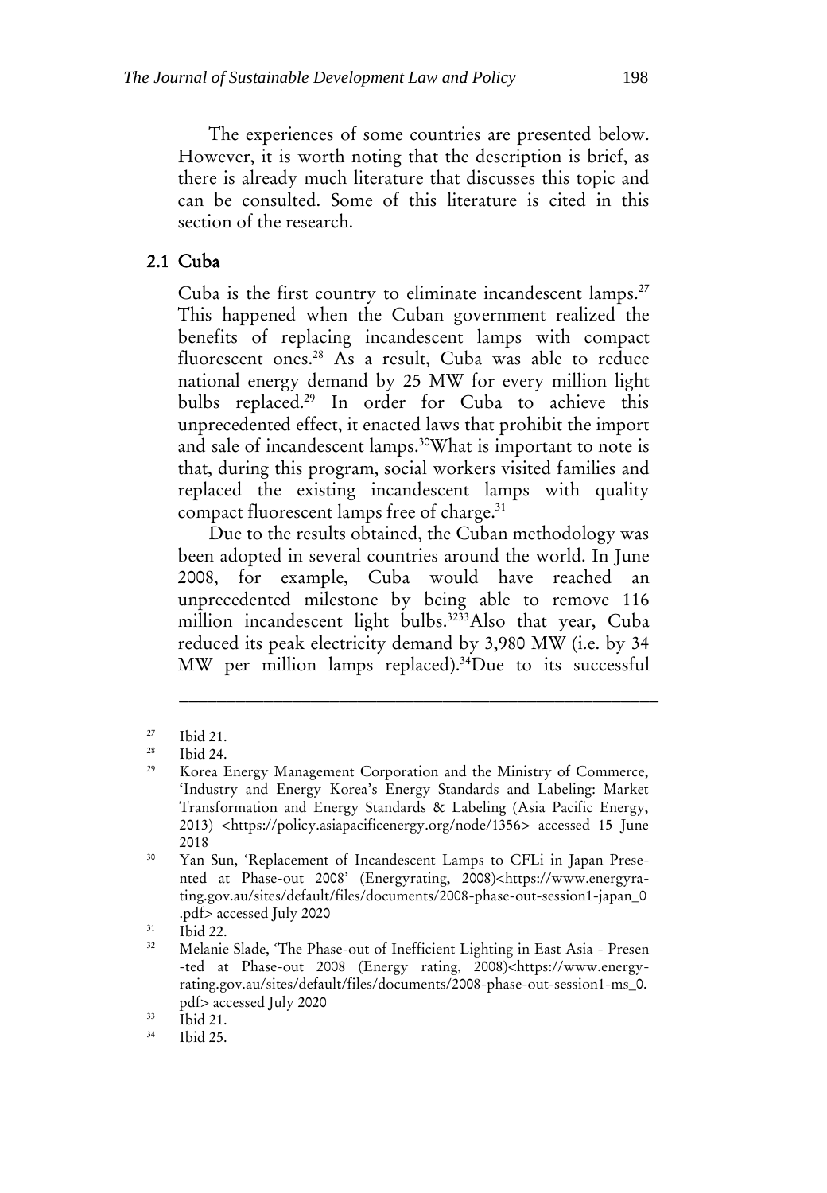The experiences of some countries are presented below. However, it is worth noting that the description is brief, as there is already much literature that discusses this topic and can be consulted. Some of this literature is cited in this section of the research.

## 2.1 Cuba

Cuba is the first country to eliminate incandescent lamps.[27] This happened when the Cuban government realized the benefits of replacing incandescent lamps with compact fluorescent ones.[28] As a result, Cuba was able to reduce national energy demand by 25 MW for every million light bulbs replaced.[29] In order for Cuba to achieve this unprecedented effect, it enacted laws that prohibit the import and sale of incandescent lamps.[30]What is important to note is that, during this program, social workers visited families and replaced the existing incandescent lamps with quality compact fluorescent lamps free of charge.[31]

Due to the results obtained, the Cuban methodology was been adopted in several countries around the world. In June 2008, for example, Cuba would have reached an unprecedented milestone by being able to remove 116 million incandescent light bulbs.[32][33]Also that year, Cuba reduced its peak electricity demand by 3,980 MW (i.e. by 34 MW per million lamps replaced).[34]Due to its successful

---

[27] Ibid 21.

[28] Ibid 24.

[29] Korea Energy Management Corporation and the Ministry of Commerce, 'Industry and Energy Korea's Energy Standards and Labeling: Market Transformation and Energy Standards & Labeling (Asia Pacific Energy, 2013) <https://policy.asiapacificenergy.org/node/1356> accessed 15 June 2018

[30] Yan Sun, 'Replacement of Incandescent Lamps to CFLi in Japan Presented at Phase-out 2008' (Energyrating, 2008)<https://www.energyrating.gov.au/sites/default/files/documents/2008-phase-out-session1-japan_0.pdf> accessed July 2020

[31] Ibid 22.

[32] Melanie Slade, 'The Phase-out of Inefficient Lighting in East Asia - Presented at Phase-out 2008 (Energy rating, 2008)<https://www.energyrating.gov.au/sites/default/files/documents/2008-phase-out-session1-ms_0.pdf> accessed July 2020

[33] Ibid 21.

[34] Ibid 25.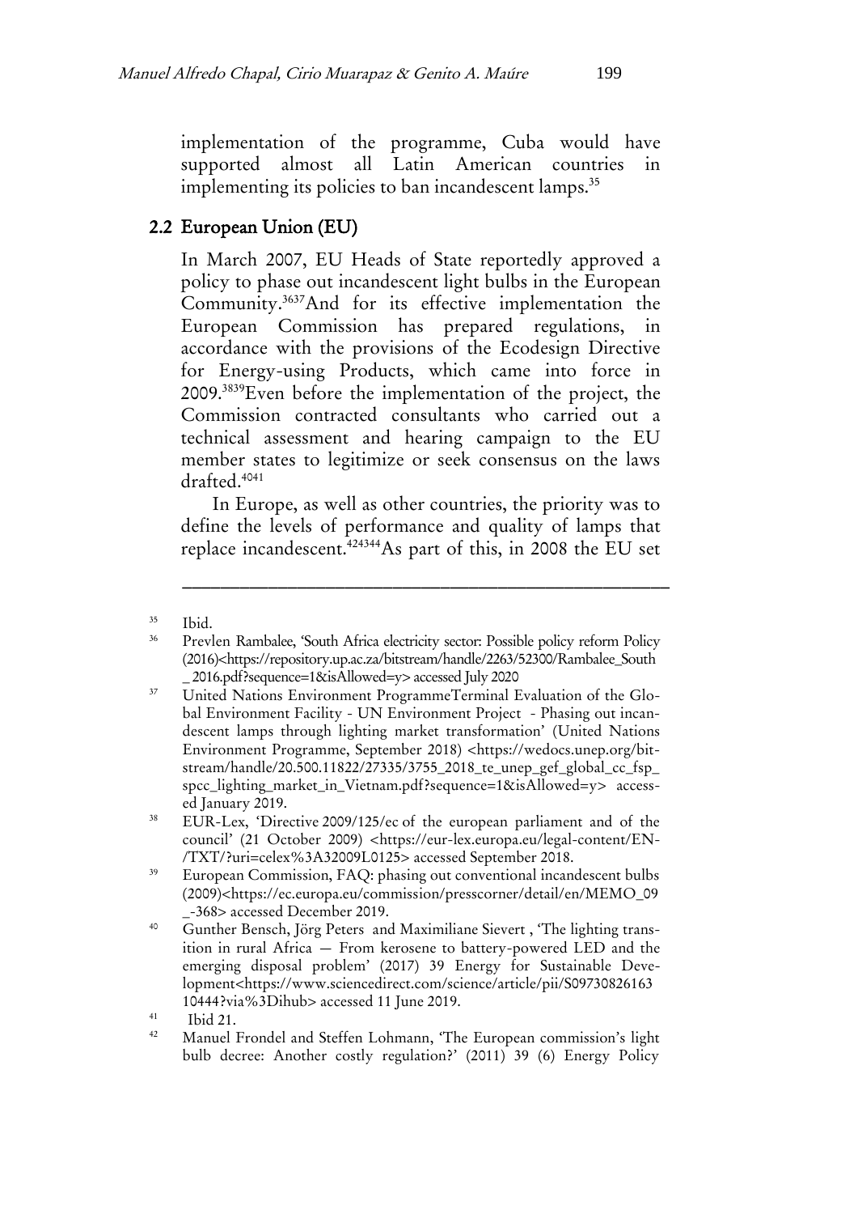implementation of the programme, Cuba would have supported almost all Latin American countries in implementing its policies to ban incandescent lamps.[35]

## 2.2 European Union (EU)

In March 2007, EU Heads of State reportedly approved a policy to phase out incandescent light bulbs in the European Community.[36][37]And for its effective implementation the European Commission has prepared regulations, in accordance with the provisions of the Ecodesign Directive for Energy-using Products, which came into force in 2009.[38][39]Even before the implementation of the project, the Commission contracted consultants who carried out a technical assessment and hearing campaign to the EU member states to legitimize or seek consensus on the laws drafted.[40][41]

In Europe, as well as other countries, the priority was to define the levels of performance and quality of lamps that replace incandescent.[42][43][44]As part of this, in 2008 the EU set

---

[35] Ibid.

[36] Prevlen Rambalee, 'South Africa electricity sector: Possible policy reform Policy (2016)<https://repository.up.ac.za/bitstream/handle/2263/52300/Rambalee_South_ 2016.pdf?sequence=1&isAllowed=y> accessed July 2020

[37] United Nations Environment ProgrammeTerminal Evaluation of the Global Environment Facility - UN Environment Project - Phasing out incandescent lamps through lighting market transformation' (United Nations Environment Programme, September 2018) <https://wedocs.unep.org/bitstream/handle/20.500.11822/27335/3755_2018_te_unep_gef_global_cc_fsp_spcc_lighting_market_in_Vietnam.pdf?sequence=1&isAllowed=y> accessed January 2019.

[38] EUR-Lex, 'Directive 2009/125/ec of the european parliament and of the council' (21 October 2009) <https://eur-lex.europa.eu/legal-content/EN-/TXT/?uri=celex%3A32009L0125> accessed September 2018.

[39] European Commission, FAQ: phasing out conventional incandescent bulbs (2009)<https://ec.europa.eu/commission/presscorner/detail/en/MEMO_09_-368> accessed December 2019.

[40] Gunther Bensch, Jörg Peters and Maximiliane Sievert , 'The lighting transition in rural Africa — From kerosene to battery-powered LED and the emerging disposal problem' (2017) 39 Energy for Sustainable Development<https://www.sciencedirect.com/science/article/pii/S0973082616310444?via%3Dihub> accessed 11 June 2019.

[41] Ibid 21.

[42] Manuel Frondel and Steffen Lohmann, 'The European commission's light bulb decree: Another costly regulation?' (2011) 39 (6) Energy Policy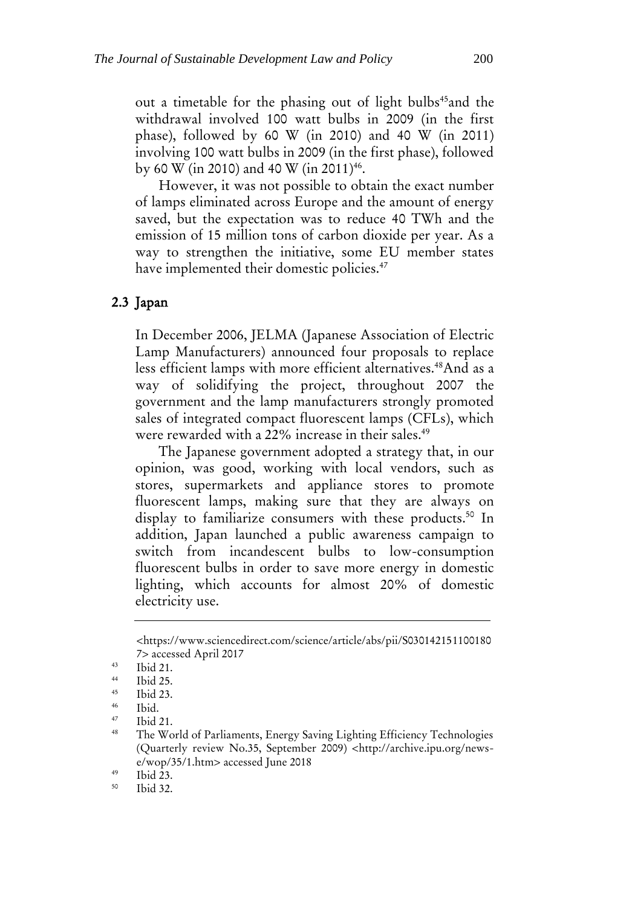out a timetable for the phasing out of light bulbs[45]and the withdrawal involved 100 watt bulbs in 2009 (in the first phase), followed by 60 W (in 2010) and 40 W (in 2011) involving 100 watt bulbs in 2009 (in the first phase), followed by 60 W (in 2010) and 40 W (in 2011)[46].

However, it was not possible to obtain the exact number of lamps eliminated across Europe and the amount of energy saved, but the expectation was to reduce 40 TWh and the emission of 15 million tons of carbon dioxide per year. As a way to strengthen the initiative, some EU member states have implemented their domestic policies.[47]

## 2.3 Japan

In December 2006, JELMA (Japanese Association of Electric Lamp Manufacturers) announced four proposals to replace less efficient lamps with more efficient alternatives.[48]And as a way of solidifying the project, throughout 2007 the government and the lamp manufacturers strongly promoted sales of integrated compact fluorescent lamps (CFLs), which were rewarded with a 22% increase in their sales.[49]

The Japanese government adopted a strategy that, in our opinion, was good, working with local vendors, such as stores, supermarkets and appliance stores to promote fluorescent lamps, making sure that they are always on display to familiarize consumers with these products.[50] In addition, Japan launched a public awareness campaign to switch from incandescent bulbs to low-consumption fluorescent bulbs in order to save more energy in domestic lighting, which accounts for almost 20% of domestic electricity use.

---

<https://www.sciencedirect.com/science/article/abs/pii/S0301421511001807> accessed April 2017

[43] Ibid 21.

[44] Ibid 25.

[45] Ibid 23.

[46] Ibid.

[47] Ibid 21.

[48] The World of Parliaments, Energy Saving Lighting Efficiency Technologies (Quarterly review No.35, September 2009) <http://archive.ipu.org/news-e/wop/35/1.htm> accessed June 2018

[49] Ibid 23.

[50] Ibid 32.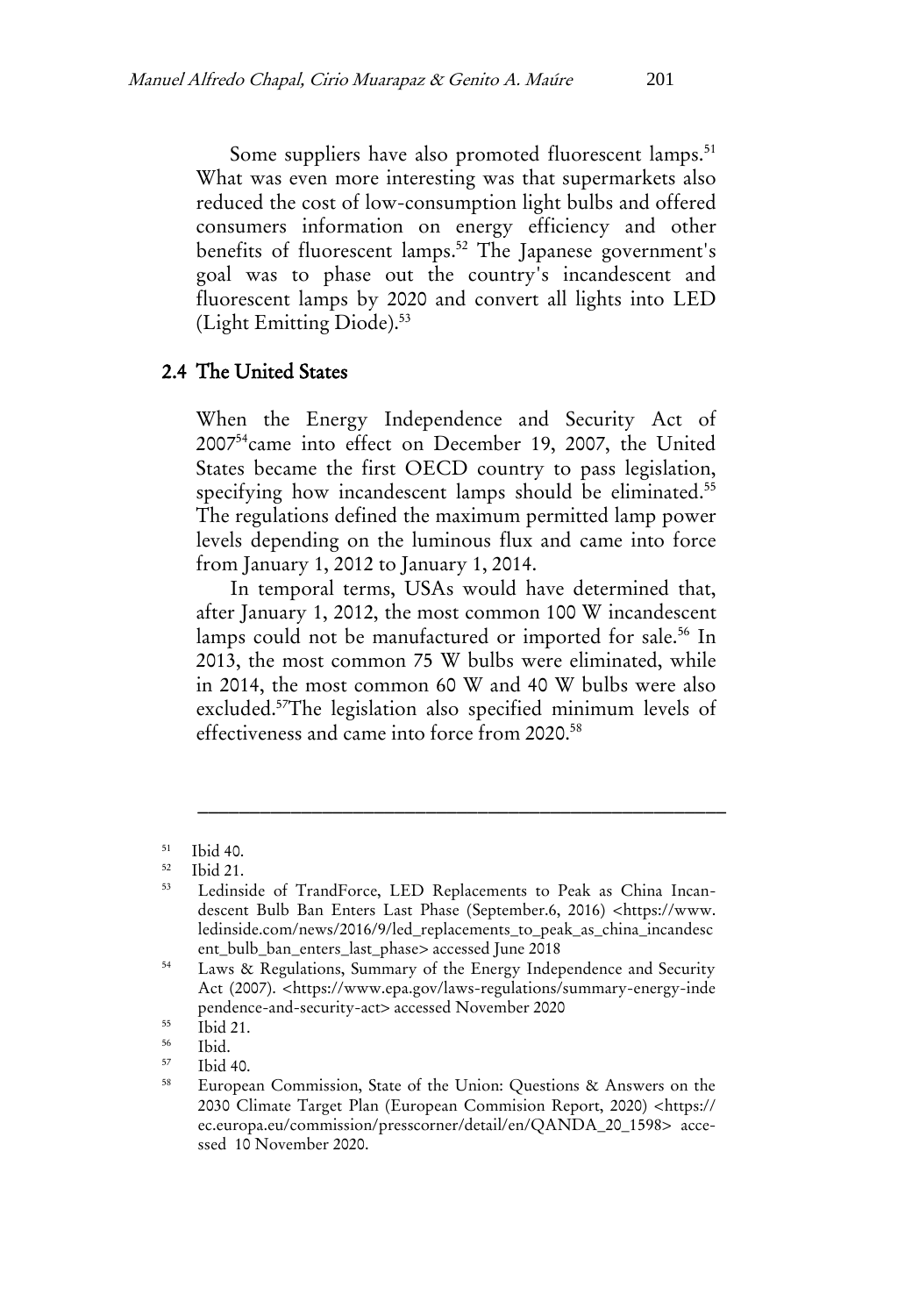Some suppliers have also promoted fluorescent lamps.[51] What was even more interesting was that supermarkets also reduced the cost of low-consumption light bulbs and offered consumers information on energy efficiency and other benefits of fluorescent lamps.[52] The Japanese government's goal was to phase out the country's incandescent and fluorescent lamps by 2020 and convert all lights into LED (Light Emitting Diode).[53]

## 2.4 The United States

When the Energy Independence and Security Act of 2007[54]came into effect on December 19, 2007, the United States became the first OECD country to pass legislation, specifying how incandescent lamps should be eliminated.[55] The regulations defined the maximum permitted lamp power levels depending on the luminous flux and came into force from January 1, 2012 to January 1, 2014.

In temporal terms, USAs would have determined that, after January 1, 2012, the most common 100 W incandescent lamps could not be manufactured or imported for sale.[56] In 2013, the most common 75 W bulbs were eliminated, while in 2014, the most common 60 W and 40 W bulbs were also excluded.[57]The legislation also specified minimum levels of effectiveness and came into force from 2020.[58]

---

[51] Ibid 40.

[52] Ibid 21.

[53] Ledinside of TrandForce, LED Replacements to Peak as China Incandescent Bulb Ban Enters Last Phase (September.6, 2016) <https://www.ledinside.com/news/2016/9/led_replacements_to_peak_as_china_incandescent_bulb_ban_enters_last_phase> accessed June 2018

[54] Laws & Regulations, Summary of the Energy Independence and Security Act (2007). <https://www.epa.gov/laws-regulations/summary-energy-independence-and-security-act> accessed November 2020

[55] Ibid 21.

[56] Ibid.

[57] Ibid 40.

[58] European Commission, State of the Union: Questions & Answers on the 2030 Climate Target Plan (European Commision Report, 2020) <https://ec.europa.eu/commission/presscorner/detail/en/QANDA_20_1598> accessed 10 November 2020.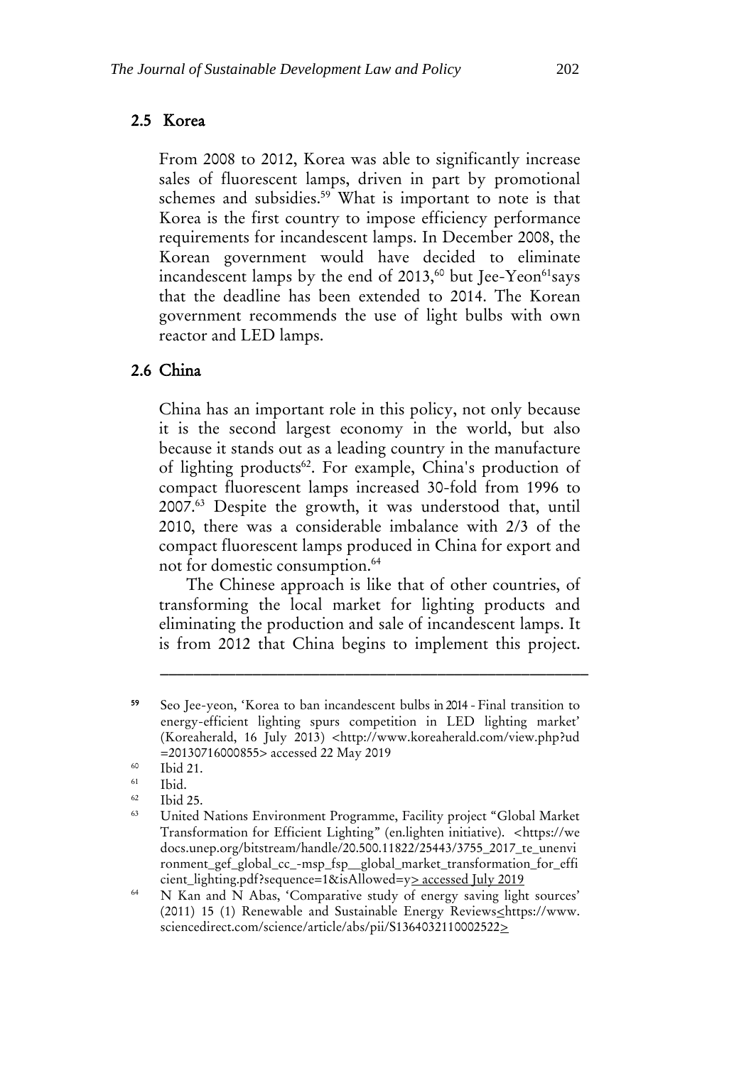## 2.5 Korea

From 2008 to 2012, Korea was able to significantly increase sales of fluorescent lamps, driven in part by promotional schemes and subsidies.[59] What is important to note is that Korea is the first country to impose efficiency performance requirements for incandescent lamps. In December 2008, the Korean government would have decided to eliminate incandescent lamps by the end of 2013,[60] but Jee-Yeon[61]says that the deadline has been extended to 2014. The Korean government recommends the use of light bulbs with own reactor and LED lamps.

## 2.6 China

China has an important role in this policy, not only because it is the second largest economy in the world, but also because it stands out as a leading country in the manufacture of lighting products[62]. For example, China's production of compact fluorescent lamps increased 30-fold from 1996 to 2007.[63] Despite the growth, it was understood that, until 2010, there was a considerable imbalance with 2/3 of the compact fluorescent lamps produced in China for export and not for domestic consumption.[64]

The Chinese approach is like that of other countries, of transforming the local market for lighting products and eliminating the production and sale of incandescent lamps. It is from 2012 that China begins to implement this project.

---

[59] Seo Jee-yeon, 'Korea to ban incandescent bulbs in 2014 - Final transition to energy-efficient lighting spurs competition in LED lighting market' (Koreaherald, 16 July 2013) <http://www.koreaherald.com/view.php?ud=20130716000855> accessed 22 May 2019

[60] Ibid 21.

[61] Ibid.

[62] Ibid 25.

[63] United Nations Environment Programme, Facility project "Global Market Transformation for Efficient Lighting" (en.lighten initiative). <https://wedocs.unep.org/bitstream/handle/20.500.11822/25443/3755_2017_te_unenvironment_gef_global_cc_-msp_fsp__global_market_transformation_for_efficient_lighting.pdf?sequence=1&isAllowed=y> accessed July 2019

[64] N Kan and N Abas, 'Comparative study of energy saving light sources' (2011) 15 (1) Renewable and Sustainable Energy Reviews<https://www.sciencedirect.com/science/article/abs/pii/S1364032110002522>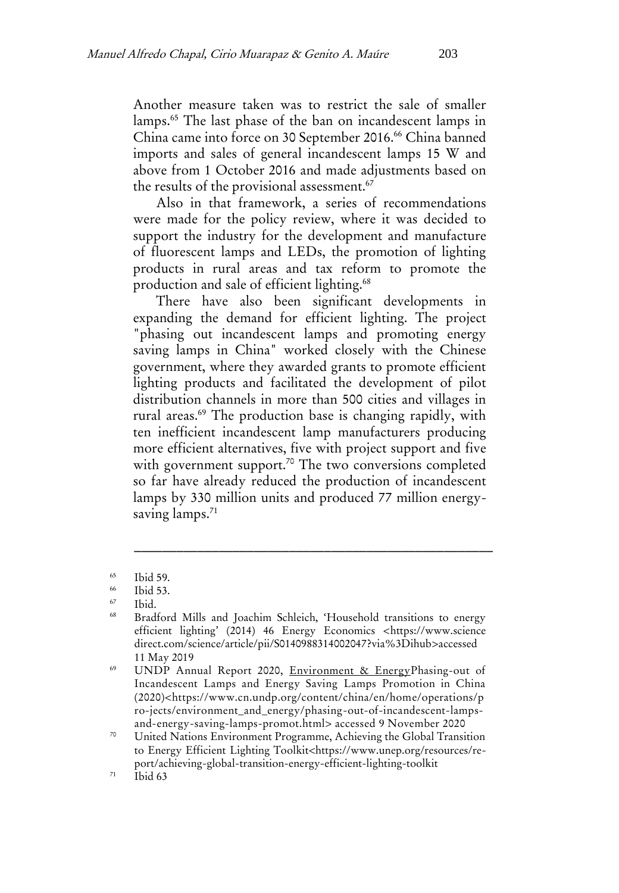Another measure taken was to restrict the sale of smaller lamps.[65] The last phase of the ban on incandescent lamps in China came into force on 30 September 2016.[66] China banned imports and sales of general incandescent lamps 15 W and above from 1 October 2016 and made adjustments based on the results of the provisional assessment.[67]

Also in that framework, a series of recommendations were made for the policy review, where it was decided to support the industry for the development and manufacture of fluorescent lamps and LEDs, the promotion of lighting products in rural areas and tax reform to promote the production and sale of efficient lighting.[68]

There have also been significant developments in expanding the demand for efficient lighting. The project "phasing out incandescent lamps and promoting energy saving lamps in China" worked closely with the Chinese government, where they awarded grants to promote efficient lighting products and facilitated the development of pilot distribution channels in more than 500 cities and villages in rural areas.[69] The production base is changing rapidly, with ten inefficient incandescent lamp manufacturers producing more efficient alternatives, five with project support and five with government support.[70] The two conversions completed so far have already reduced the production of incandescent lamps by 330 million units and produced 77 million energy-saving lamps.[71]

---

[65] Ibid 59.

[66] Ibid 53.

[67] Ibid.

[68] Bradford Mills and Joachim Schleich, 'Household transitions to energy efficient lighting' (2014) 46 Energy Economics <https://www.sciencedirect.com/science/article/pii/S0140988314002047?via%3Dihub>accessed 11 May 2019

[69] UNDP Annual Report 2020, Environment & EnergyPhasing-out of Incandescent Lamps and Energy Saving Lamps Promotion in China (2020)<https://www.cn.undp.org/content/china/en/home/operations/pro-jects/environment_and_energy/phasing-out-of-incandescent-lamps-and-energy-saving-lamps-promot.html> accessed 9 November 2020

[70] United Nations Environment Programme, Achieving the Global Transition to Energy Efficient Lighting Toolkit<https://www.unep.org/resources/re-port/achieving-global-transition-energy-efficient-lighting-toolkit

[71] Ibid 63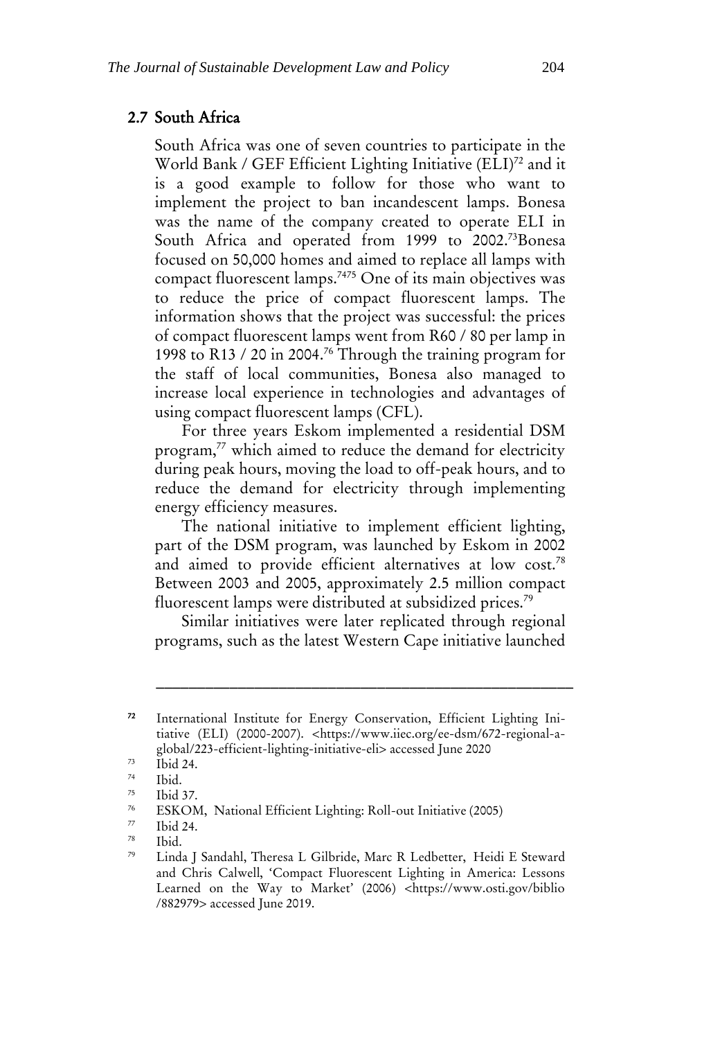## 2.7 South Africa

South Africa was one of seven countries to participate in the World Bank / GEF Efficient Lighting Initiative (ELI)[72] and it is a good example to follow for those who want to implement the project to ban incandescent lamps. Bonesa was the name of the company created to operate ELI in South Africa and operated from 1999 to 2002.[73]Bonesa focused on 50,000 homes and aimed to replace all lamps with compact fluorescent lamps.[74][75] One of its main objectives was to reduce the price of compact fluorescent lamps. The information shows that the project was successful: the prices of compact fluorescent lamps went from R60 / 80 per lamp in 1998 to R13 / 20 in 2004.[76] Through the training program for the staff of local communities, Bonesa also managed to increase local experience in technologies and advantages of using compact fluorescent lamps (CFL).

For three years Eskom implemented a residential DSM program,[77] which aimed to reduce the demand for electricity during peak hours, moving the load to off-peak hours, and to reduce the demand for electricity through implementing energy efficiency measures.

The national initiative to implement efficient lighting, part of the DSM program, was launched by Eskom in 2002 and aimed to provide efficient alternatives at low cost.[78] Between 2003 and 2005, approximately 2.5 million compact fluorescent lamps were distributed at subsidized prices.[79]

Similar initiatives were later replicated through regional programs, such as the latest Western Cape initiative launched

---

[72] International Institute for Energy Conservation, Efficient Lighting Initiative (ELI) (2000-2007). <https://www.iiec.org/ee-dsm/672-regional-a-global/223-efficient-lighting-initiative-eli> accessed June 2020

[73] Ibid 24.

[74] Ibid.

[75] Ibid 37.

[76] ESKOM, National Efficient Lighting: Roll-out Initiative (2005)

[77] Ibid 24.

[78] Ibid.

[79] Linda J Sandahl, Theresa L Gilbride, Marc R Ledbetter, Heidi E Steward and Chris Calwell, 'Compact Fluorescent Lighting in America: Lessons Learned on the Way to Market' (2006) <https://www.osti.gov/biblio/882979> accessed June 2019.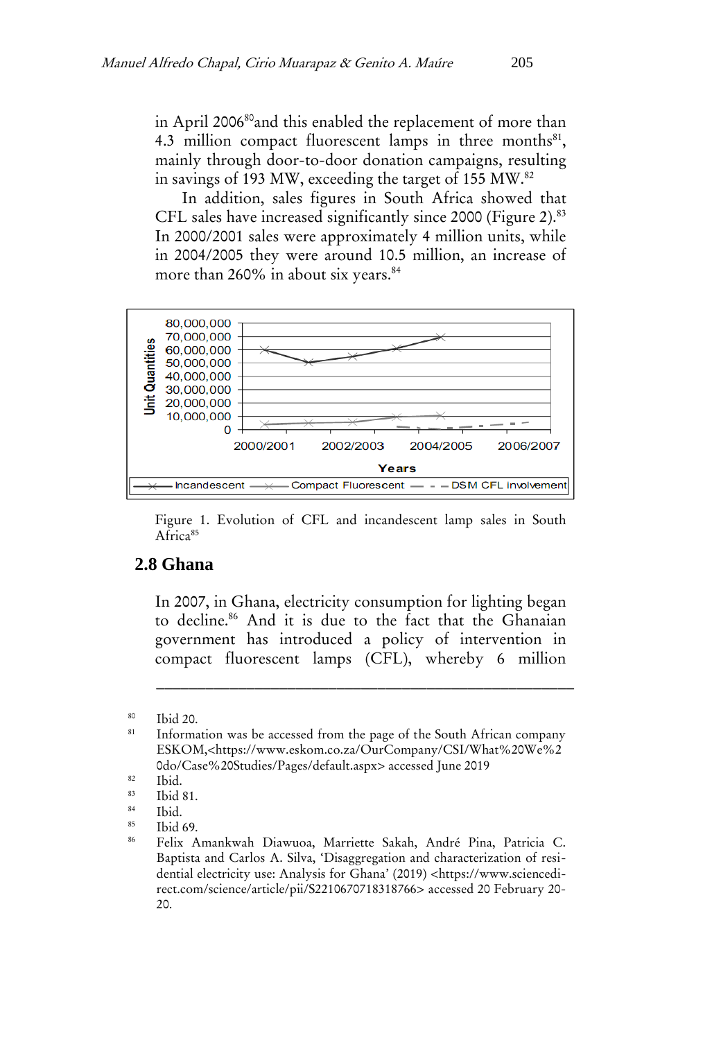in April 2006[80]and this enabled the replacement of more than 4.3 million compact fluorescent lamps in three months[81], mainly through door-to-door donation campaigns, resulting in savings of 193 MW, exceeding the target of 155 MW.[82]

In addition, sales figures in South Africa showed that CFL sales have increased significantly since 2000 (Figure 2).[83] In 2000/2001 sales were approximately 4 million units, while in 2004/2005 they were around 10.5 million, an increase of more than 260% in about six years.[84]

Figure 1. Evolution of CFL and incandescent lamp sales in South Africa[85]

## 2.8 Ghana

In 2007, in Ghana, electricity consumption for lighting began to decline.[86] And it is due to the fact that the Ghanaian government has introduced a policy of intervention in compact fluorescent lamps (CFL), whereby 6 million

---

[80] Ibid 20.

[81] Information was be accessed from the page of the South African company ESKOM,<https://www.eskom.co.za/OurCompany/CSI/What%20We%20do/Case%20Studies/Pages/default.aspx> accessed June 2019

[82] Ibid.

[83] Ibid 81.

[84] Ibid.

[85] Ibid 69.

[86] Felix Amankwah Diawuoa, Marriette Sakah, André Pina, Patricia C. Baptista and Carlos A. Silva, 'Disaggregation and characterization of residential electricity use: Analysis for Ghana' (2019) <https://www.sciencedirect.com/science/article/pii/S2210670718318766> accessed 20 February 2020.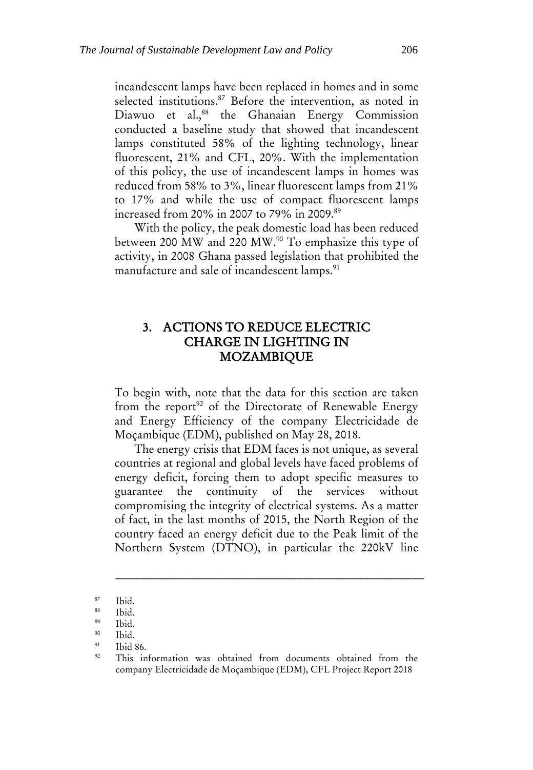incandescent lamps have been replaced in homes and in some selected institutions.[87] Before the intervention, as noted in Diawuo et al.,[88] the Ghanaian Energy Commission conducted a baseline study that showed that incandescent lamps constituted 58% of the lighting technology, linear fluorescent, 21% and CFL, 20%. With the implementation of this policy, the use of incandescent lamps in homes was reduced from 58% to 3%, linear fluorescent lamps from 21% to 17% and while the use of compact fluorescent lamps increased from 20% in 2007 to 79% in 2009.[89]

With the policy, the peak domestic load has been reduced between 200 MW and 220 MW.[90] To emphasize this type of activity, in 2008 Ghana passed legislation that prohibited the manufacture and sale of incandescent lamps.[91]

## 3. ACTIONS TO REDUCE ELECTRIC CHARGE IN LIGHTING IN MOZAMBIQUE

To begin with, note that the data for this section are taken from the report[92] of the Directorate of Renewable Energy and Energy Efficiency of the company Electricidade de Moçambique (EDM), published on May 28, 2018.

The energy crisis that EDM faces is not unique, as several countries at regional and global levels have faced problems of energy deficit, forcing them to adopt specific measures to guarantee the continuity of the services without compromising the integrity of electrical systems. As a matter of fact, in the last months of 2015, the North Region of the country faced an energy deficit due to the Peak limit of the Northern System (DTNO), in particular the 220kV line

---

[87] Ibid.

[88] Ibid.

[89] Ibid.

[90] Ibid.

[91] Ibid 86.

[92] This information was obtained from documents obtained from the company Electricidade de Moçambique (EDM), CFL Project Report 2018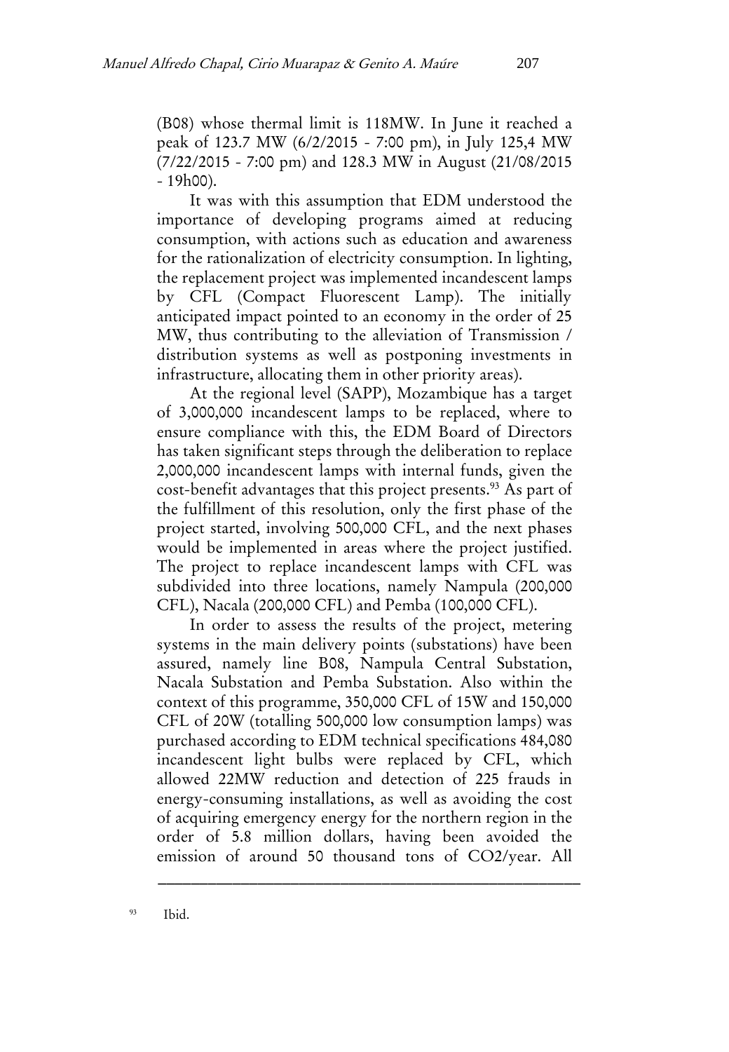(B08) whose thermal limit is 118MW. In June it reached a peak of 123.7 MW (6/2/2015 - 7:00 pm), in July 125,4 MW (7/22/2015 - 7:00 pm) and 128.3 MW in August (21/08/2015 - 19h00).

It was with this assumption that EDM understood the importance of developing programs aimed at reducing consumption, with actions such as education and awareness for the rationalization of electricity consumption. In lighting, the replacement project was implemented incandescent lamps by CFL (Compact Fluorescent Lamp). The initially anticipated impact pointed to an economy in the order of 25 MW, thus contributing to the alleviation of Transmission / distribution systems as well as postponing investments in infrastructure, allocating them in other priority areas).

At the regional level (SAPP), Mozambique has a target of 3,000,000 incandescent lamps to be replaced, where to ensure compliance with this, the EDM Board of Directors has taken significant steps through the deliberation to replace 2,000,000 incandescent lamps with internal funds, given the cost-benefit advantages that this project presents.[93] As part of the fulfillment of this resolution, only the first phase of the project started, involving 500,000 CFL, and the next phases would be implemented in areas where the project justified. The project to replace incandescent lamps with CFL was subdivided into three locations, namely Nampula (200,000 CFL), Nacala (200,000 CFL) and Pemba (100,000 CFL).

In order to assess the results of the project, metering systems in the main delivery points (substations) have been assured, namely line B08, Nampula Central Substation, Nacala Substation and Pemba Substation. Also within the context of this programme, 350,000 CFL of 15W and 150,000 CFL of 20W (totalling 500,000 low consumption lamps) was purchased according to EDM technical specifications 484,080 incandescent light bulbs were replaced by CFL, which allowed 22MW reduction and detection of 225 frauds in energy-consuming installations, as well as avoiding the cost of acquiring emergency energy for the northern region in the order of 5.8 million dollars, having been avoided the emission of around 50 thousand tons of $CO_2$/year. All

---

[93] Ibid.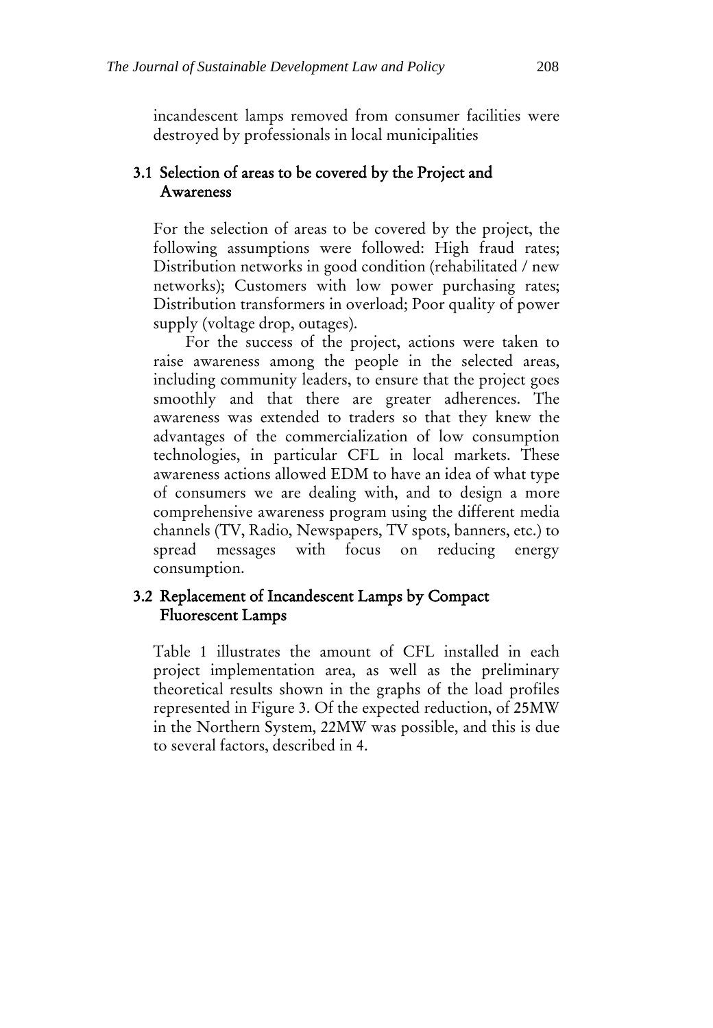incandescent lamps removed from consumer facilities were destroyed by professionals in local municipalities

### 3.1 Selection of areas to be covered by the Project and Awareness

For the selection of areas to be covered by the project, the following assumptions were followed: High fraud rates; Distribution networks in good condition (rehabilitated / new networks); Customers with low power purchasing rates; Distribution transformers in overload; Poor quality of power supply (voltage drop, outages).

For the success of the project, actions were taken to raise awareness among the people in the selected areas, including community leaders, to ensure that the project goes smoothly and that there are greater adherences. The awareness was extended to traders so that they knew the advantages of the commercialization of low consumption technologies, in particular CFL in local markets. These awareness actions allowed EDM to have an idea of what type of consumers we are dealing with, and to design a more comprehensive awareness program using the different media channels (TV, Radio, Newspapers, TV spots, banners, etc.) to spread messages with focus on reducing energy consumption.

### 3.2 Replacement of Incandescent Lamps by Compact Fluorescent Lamps

Table 1 illustrates the amount of CFL installed in each project implementation area, as well as the preliminary theoretical results shown in the graphs of the load profiles represented in Figure 3. Of the expected reduction, of 25MW in the Northern System, 22MW was possible, and this is due to several factors, described in 4.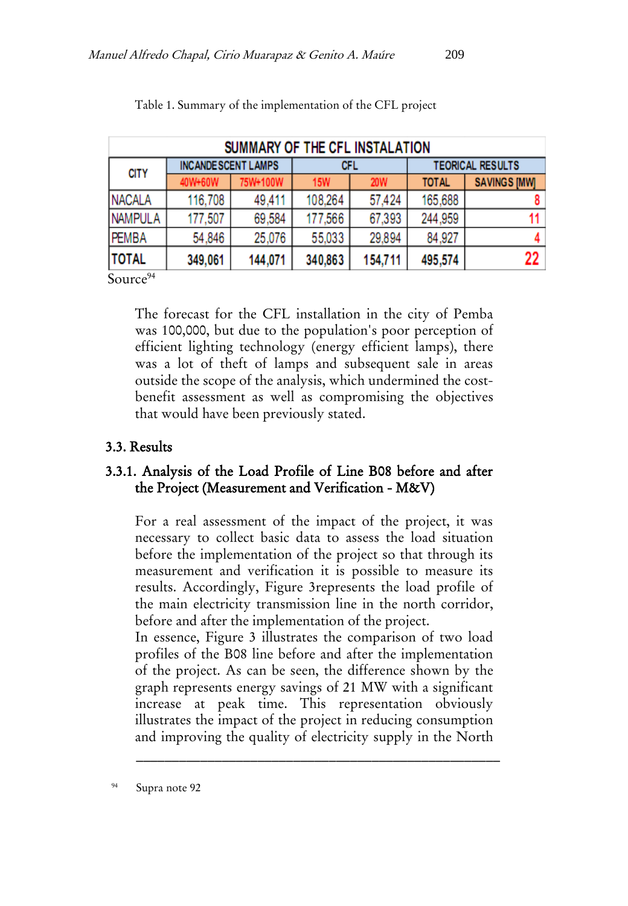Table 1. Summary of the implementation of the CFL project

| SUMMARY OF THE CFL INSTALLATION | | | | | | |
|---|---|---|---|---|---|---|
| CITY | INCANDESCENT LAMPS | | CFL | | TEORICAL RESULTS | |
| | 40W+60W | 75W+100W | 15W | 20W | TOTAL | SAVINGS [MW] |
| NACALA | 116,708 | 49,411 | 108,264 | 57,424 | 165,688 | 8 |
| NAMPULA | 177,507 | 69,584 | 177,566 | 67,393 | 244,959 | 11 |
| PEMBA | 54,846 | 25,076 | 55,033 | 29,894 | 84,927 | 4 |
| **TOTAL** | **349,061** | **144,071** | **340,863** | **154,711** | **495,574** | **22** |

Source[94]

The forecast for the CFL installation in the city of Pemba was 100,000, but due to the population's poor perception of efficient lighting technology (energy efficient lamps), there was a lot of theft of lamps and subsequent sale in areas outside the scope of the analysis, which undermined the cost-benefit assessment as well as compromising the objectives that would have been previously stated.

## 3.3. Results

### 3.3.1. Analysis of the Load Profile of Line B08 before and after the Project (Measurement and Verification - M&V)

For a real assessment of the impact of the project, it was necessary to collect basic data to assess the load situation before the implementation of the project so that through its measurement and verification it is possible to measure its results. Accordingly, Figure 3represents the load profile of the main electricity transmission line in the north corridor, before and after the implementation of the project.

In essence, Figure 3 illustrates the comparison of two load profiles of the B08 line before and after the implementation of the project. As can be seen, the difference shown by the graph represents energy savings of 21 MW with a significant increase at peak time. This representation obviously illustrates the impact of the project in reducing consumption and improving the quality of electricity supply in the North

---

[94] Supra note 92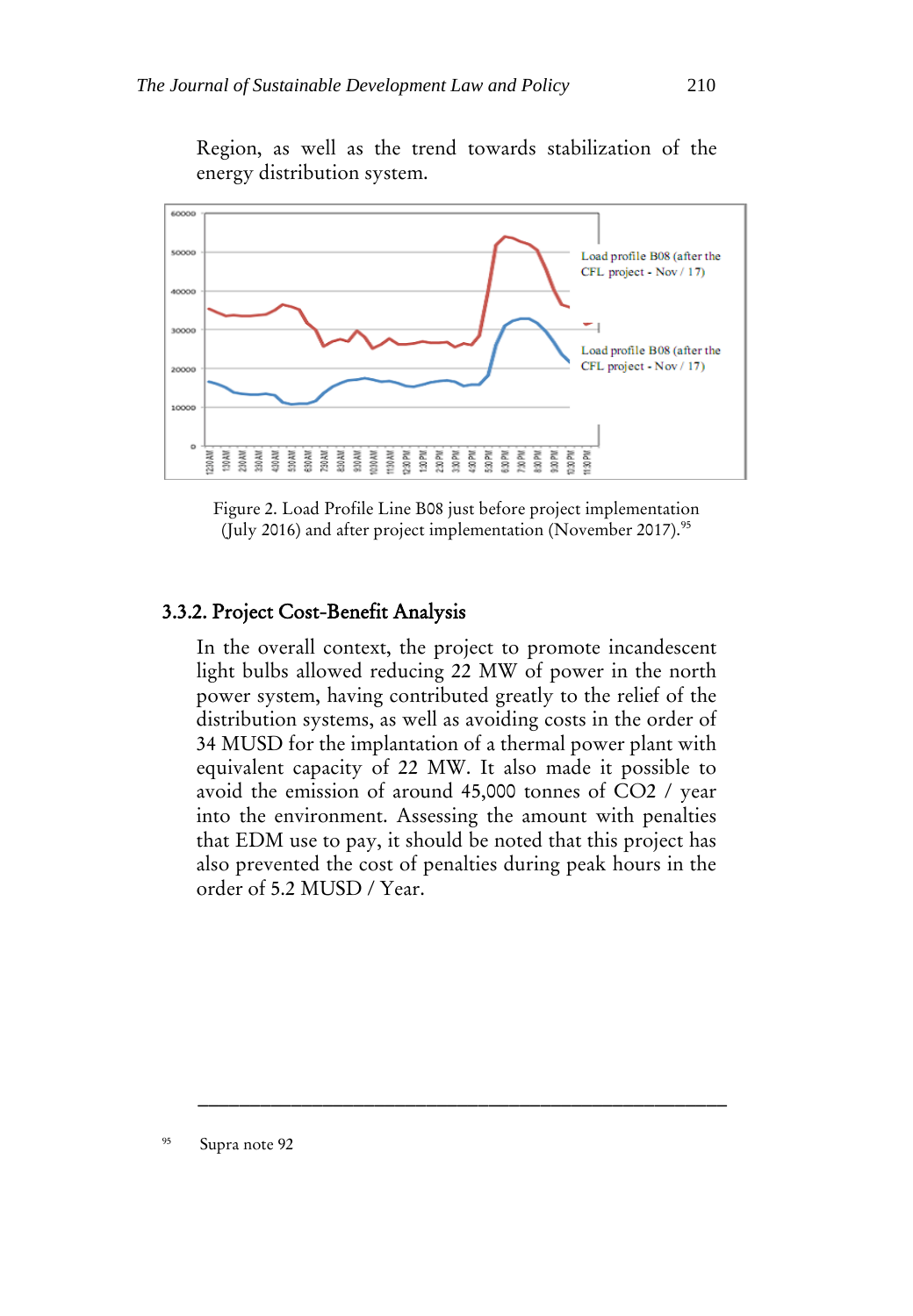Region, as well as the trend towards stabilization of the energy distribution system.

Figure 2. Load Profile Line B08 just before project implementation (July 2016) and after project implementation (November 2017).[95]

### 3.3.2. Project Cost-Benefit Analysis

In the overall context, the project to promote incandescent light bulbs allowed reducing 22 MW of power in the north power system, having contributed greatly to the relief of the distribution systems, as well as avoiding costs in the order of 34 MUSD for the implantation of a thermal power plant with equivalent capacity of 22 MW. It also made it possible to avoid the emission of around 45,000 tonnes of $CO_2$ / year into the environment. Assessing the amount with penalties that EDM use to pay, it should be noted that this project has also prevented the cost of penalties during peak hours in the order of 5.2 MUSD / Year.

---

[95] Supra note 92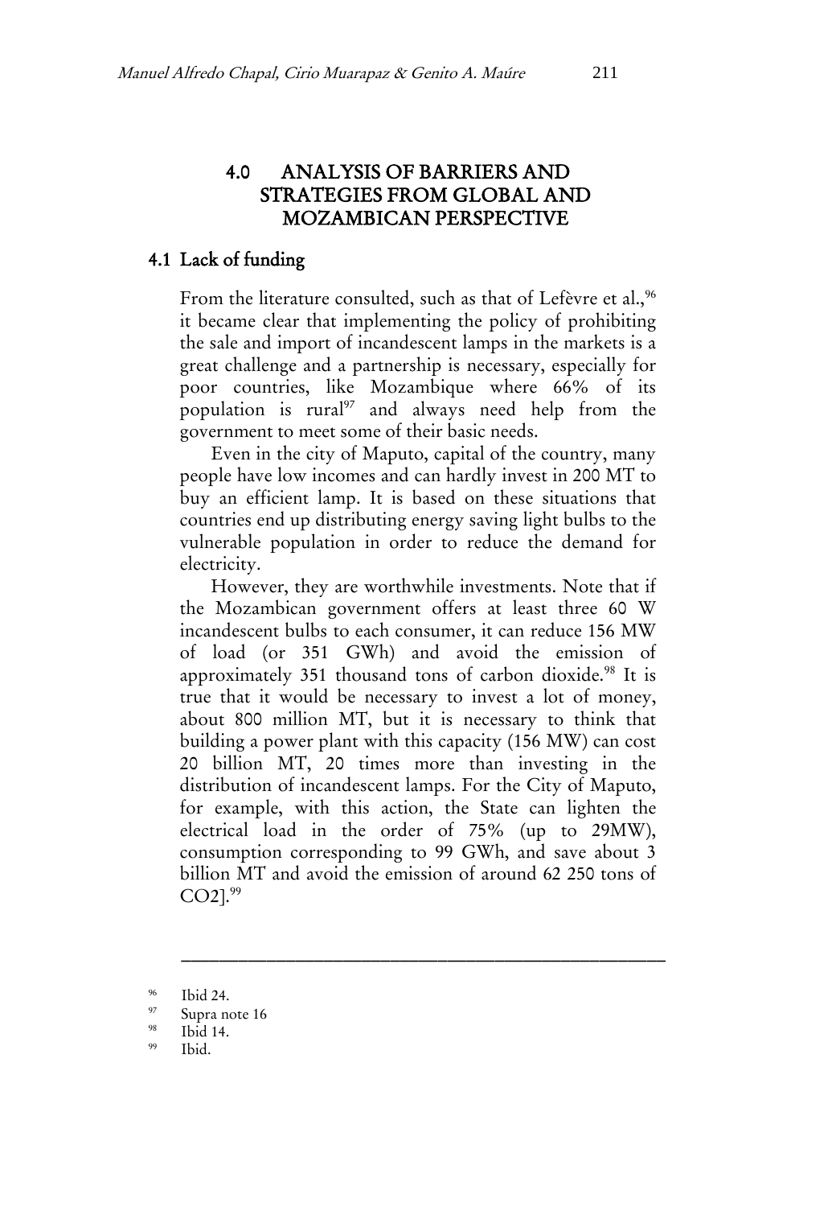## 4.0 ANALYSIS OF BARRIERS AND STRATEGIES FROM GLOBAL AND MOZAMBICAN PERSPECTIVE

### 4.1 Lack of funding

From the literature consulted, such as that of Lefèvre et al.,[96] it became clear that implementing the policy of prohibiting the sale and import of incandescent lamps in the markets is a great challenge and a partnership is necessary, especially for poor countries, like Mozambique where 66% of its population is rural[97] and always need help from the government to meet some of their basic needs.

Even in the city of Maputo, capital of the country, many people have low incomes and can hardly invest in 200 MT to buy an efficient lamp. It is based on these situations that countries end up distributing energy saving light bulbs to the vulnerable population in order to reduce the demand for electricity.

However, they are worthwhile investments. Note that if the Mozambican government offers at least three 60 W incandescent bulbs to each consumer, it can reduce 156 MW of load (or 351 GWh) and avoid the emission of approximately 351 thousand tons of carbon dioxide.[98] It is true that it would be necessary to invest a lot of money, about 800 million MT, but it is necessary to think that building a power plant with this capacity (156 MW) can cost 20 billion MT, 20 times more than investing in the distribution of incandescent lamps. For the City of Maputo, for example, with this action, the State can lighten the electrical load in the order of 75% (up to 29MW), consumption corresponding to 99 GWh, and save about 3 billion MT and avoid the emission of around 62 250 tons of CO2].[99]

---

[96] Ibid 24.

[97] Supra note 16

[98] Ibid 14.

[99] Ibid.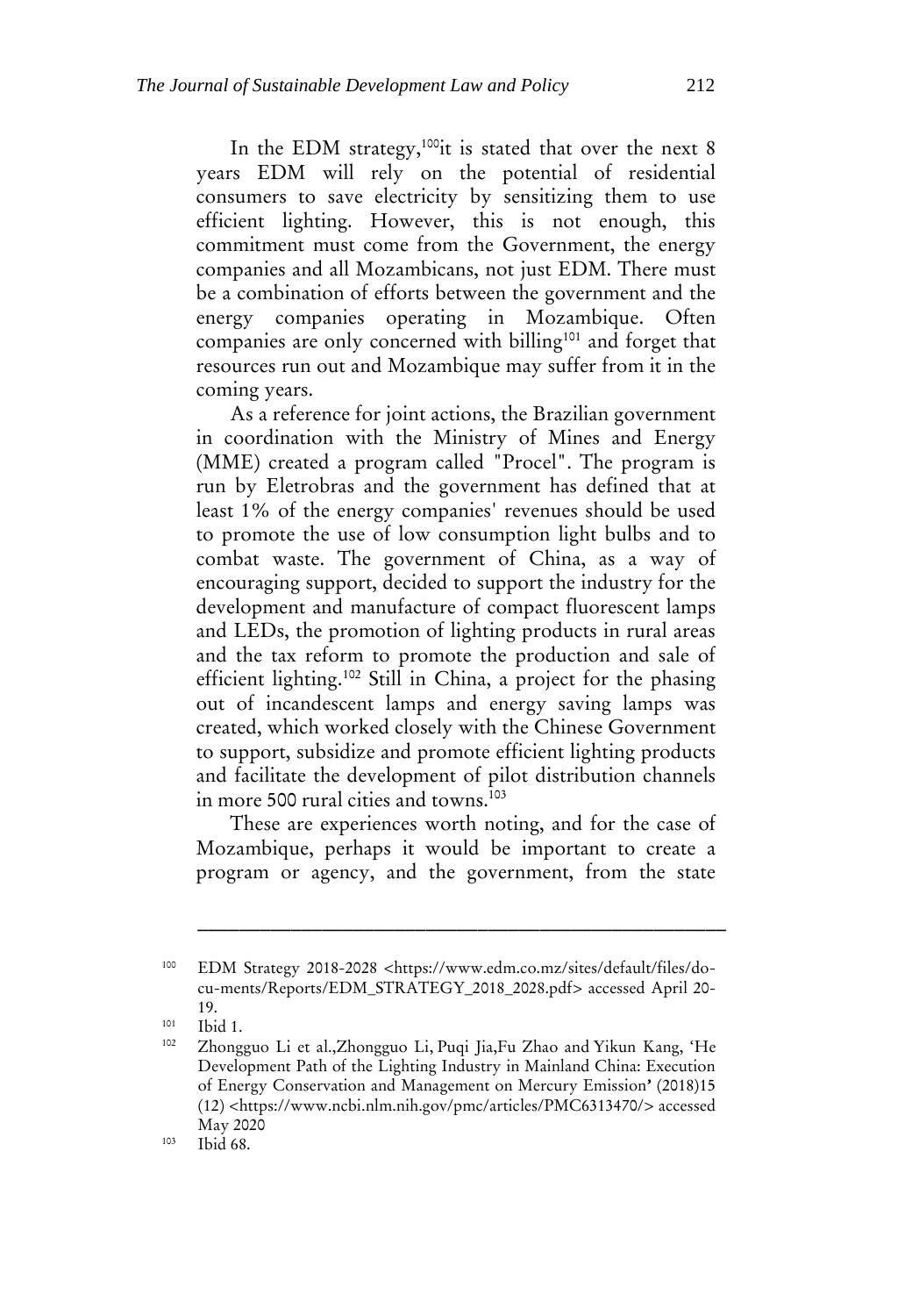In the EDM strategy,[100]it is stated that over the next 8 years EDM will rely on the potential of residential consumers to save electricity by sensitizing them to use efficient lighting. However, this is not enough, this commitment must come from the Government, the energy companies and all Mozambicans, not just EDM. There must be a combination of efforts between the government and the energy companies operating in Mozambique. Often companies are only concerned with billing[101] and forget that resources run out and Mozambique may suffer from it in the coming years.

As a reference for joint actions, the Brazilian government in coordination with the Ministry of Mines and Energy (MME) created a program called "Procel". The program is run by Eletrobras and the government has defined that at least 1% of the energy companies' revenues should be used to promote the use of low consumption light bulbs and to combat waste. The government of China, as a way of encouraging support, decided to support the industry for the development and manufacture of compact fluorescent lamps and LEDs, the promotion of lighting products in rural areas and the tax reform to promote the production and sale of efficient lighting.[102] Still in China, a project for the phasing out of incandescent lamps and energy saving lamps was created, which worked closely with the Chinese Government to support, subsidize and promote efficient lighting products and facilitate the development of pilot distribution channels in more 500 rural cities and towns.[103]

These are experiences worth noting, and for the case of Mozambique, perhaps it would be important to create a program or agency, and the government, from the state

---

[100] EDM Strategy 2018-2028 <https://www.edm.co.mz/sites/default/files/docu-ments/Reports/EDM_STRATEGY_2018_2028.pdf> accessed April 20-19.

[101] Ibid 1.

[102] Zhongguo Li et al.,Zhongguo Li, Puqi Jia,Fu Zhao and Yikun Kang, 'He Development Path of the Lighting Industry in Mainland China: Execution of Energy Conservation and Management on Mercury Emission' (2018)15 (12) <https://www.ncbi.nlm.nih.gov/pmc/articles/PMC6313470/> accessed May 2020

[103] Ibid 68.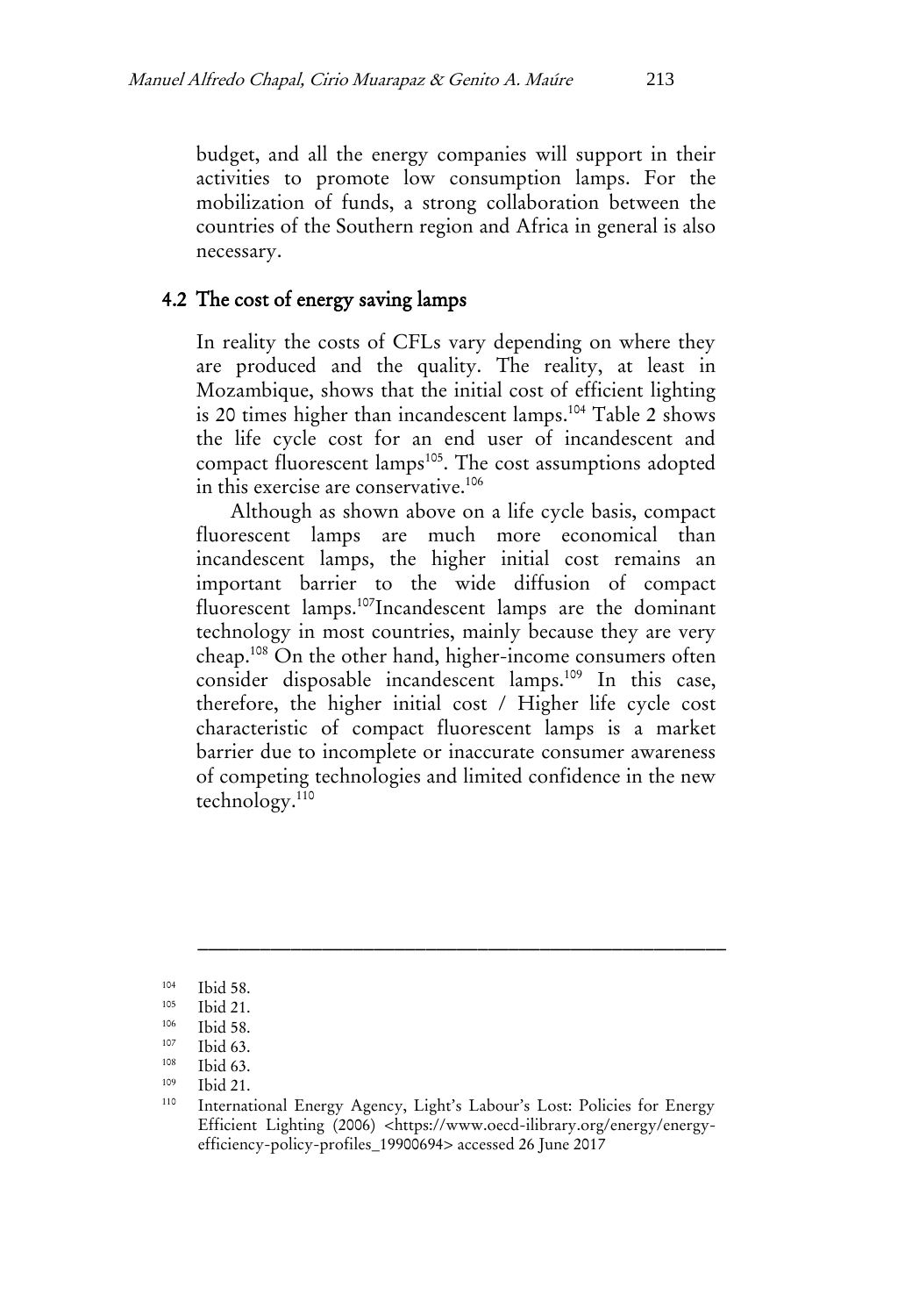budget, and all the energy companies will support in their activities to promote low consumption lamps. For the mobilization of funds, a strong collaboration between the countries of the Southern region and Africa in general is also necessary.

## 4.2 The cost of energy saving lamps

In reality the costs of CFLs vary depending on where they are produced and the quality. The reality, at least in Mozambique, shows that the initial cost of efficient lighting is 20 times higher than incandescent lamps.[104] Table 2 shows the life cycle cost for an end user of incandescent and compact fluorescent lamps[105]. The cost assumptions adopted in this exercise are conservative.[106]

Although as shown above on a life cycle basis, compact fluorescent lamps are much more economical than incandescent lamps, the higher initial cost remains an important barrier to the wide diffusion of compact fluorescent lamps.[107]Incandescent lamps are the dominant technology in most countries, mainly because they are very cheap.[108] On the other hand, higher-income consumers often consider disposable incandescent lamps.[109] In this case, therefore, the higher initial cost / Higher life cycle cost characteristic of compact fluorescent lamps is a market barrier due to incomplete or inaccurate consumer awareness of competing technologies and limited confidence in the new technology.[110]

---

[104] Ibid 58.

[105] Ibid 21.

[106] Ibid 58.

[107] Ibid 63.

[108] Ibid 63.

[109] Ibid 21.

[110] International Energy Agency, Light's Labour's Lost: Policies for Energy Efficient Lighting (2006) <https://www.oecd-ilibrary.org/energy/energy-efficiency-policy-profiles_19900694> accessed 26 June 2017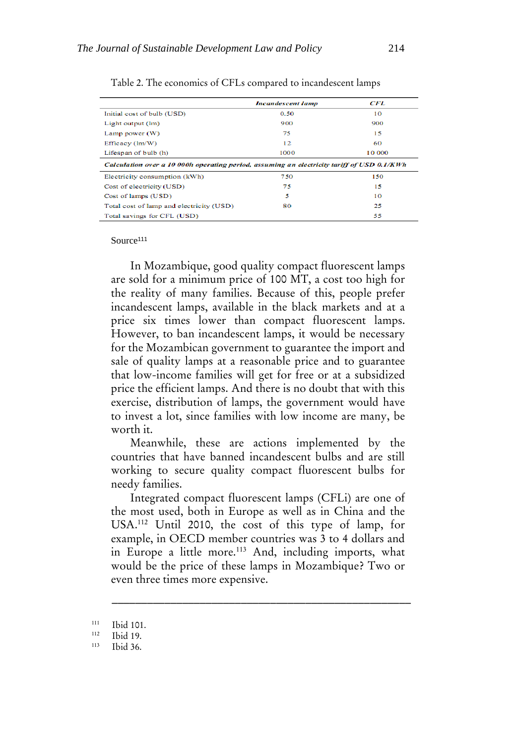Table 2. The economics of CFLs compared to incandescent lamps

| | *Incandescent lamp* | *CFL* |
|---|---|---|
| Initial cost of bulb (USD) | 0.50 | 10 |
| Light output (lm) | 900 | 900 |
| Lamp power (W) | 75 | 15 |
| Efficacy (lm/W) | 12 | 60 |
| Lifespan of bulb (h) | 1000 | 10 000 |
| ***Calculation over a 10 000h operating period, assuming an electricity tariff of USD 0.1/KWh*** | | |
| Electricity consumption (kWh) | 750 | 150 |
| Cost of electricity (USD) | 75 | 15 |
| Cost of lamps (USD) | 5 | 10 |
| Total cost of lamp and electricity (USD) | 80 | 25 |
| Total savings for CFL (USD) | | 55 |

Source[111]

In Mozambique, good quality compact fluorescent lamps are sold for a minimum price of 100 MT, a cost too high for the reality of many families. Because of this, people prefer incandescent lamps, available in the black markets and at a price six times lower than compact fluorescent lamps. However, to ban incandescent lamps, it would be necessary for the Mozambican government to guarantee the import and sale of quality lamps at a reasonable price and to guarantee that low-income families will get for free or at a subsidized price the efficient lamps. And there is no doubt that with this exercise, distribution of lamps, the government would have to invest a lot, since families with low income are many, be worth it.

Meanwhile, these are actions implemented by the countries that have banned incandescent bulbs and are still working to secure quality compact fluorescent bulbs for needy families.

Integrated compact fluorescent lamps (CFLi) are one of the most used, both in Europe as well as in China and the USA.[112] Until 2010, the cost of this type of lamp, for example, in OECD member countries was 3 to 4 dollars and in Europe a little more.[113] And, including imports, what would be the price of these lamps in Mozambique? Two or even three times more expensive.

---

[111] Ibid 101.

[112] Ibid 19.

[113] Ibid 36.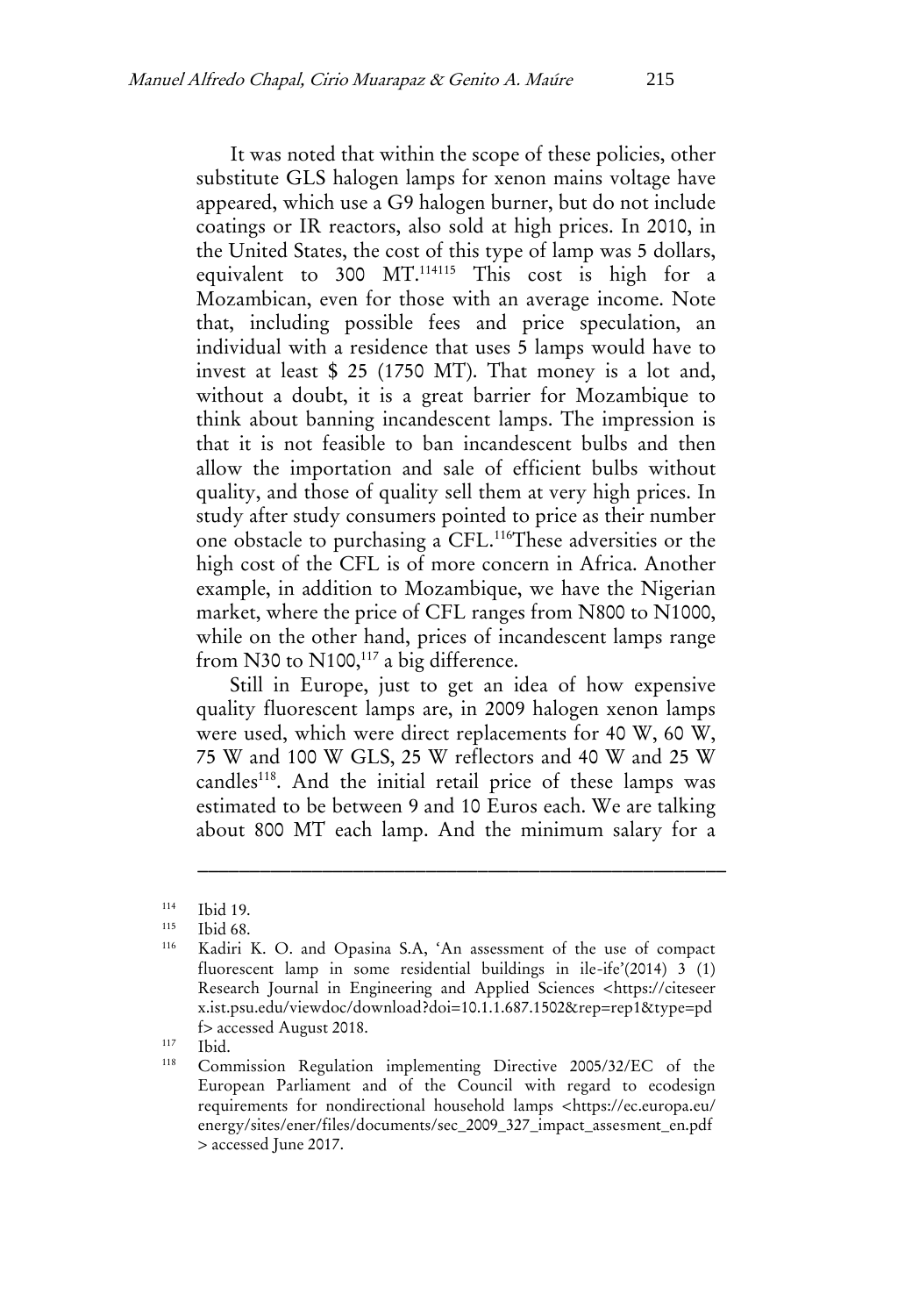It was noted that within the scope of these policies, other substitute GLS halogen lamps for xenon mains voltage have appeared, which use a G9 halogen burner, but do not include coatings or IR reactors, also sold at high prices. In 2010, in the United States, the cost of this type of lamp was 5 dollars, equivalent to 300 MT.[114][115] This cost is high for a Mozambican, even for those with an average income. Note that, including possible fees and price speculation, an individual with a residence that uses 5 lamps would have to invest at least $ 25 (1750 MT). That money is a lot and, without a doubt, it is a great barrier for Mozambique to think about banning incandescent lamps. The impression is that it is not feasible to ban incandescent bulbs and then allow the importation and sale of efficient bulbs without quality, and those of quality sell them at very high prices. In study after study consumers pointed to price as their number one obstacle to purchasing a CFL.[116]These adversities or the high cost of the CFL is of more concern in Africa. Another example, in addition to Mozambique, we have the Nigerian market, where the price of CFL ranges from N800 to N1000, while on the other hand, prices of incandescent lamps range from N30 to N100,[117] a big difference.

Still in Europe, just to get an idea of how expensive quality fluorescent lamps are, in 2009 halogen xenon lamps were used, which were direct replacements for 40 W, 60 W, 75 W and 100 W GLS, 25 W reflectors and 40 W and 25 W candles[118]. And the initial retail price of these lamps was estimated to be between 9 and 10 Euros each. We are talking about 800 MT each lamp. And the minimum salary for a

---

[114] Ibid 19.

[115] Ibid 68.

[116] Kadiri K. O. and Opasina S.A, 'An assessment of the use of compact fluorescent lamp in some residential buildings in ile-ife'(2014) 3 (1) Research Journal in Engineering and Applied Sciences <https://citeseerx.ist.psu.edu/viewdoc/download?doi=10.1.1.687.1502&rep=rep1&type=pdf> accessed August 2018.

[117] Ibid.

[118] Commission Regulation implementing Directive 2005/32/EC of the European Parliament and of the Council with regard to ecodesign requirements for nondirectional household lamps <https://ec.europa.eu/energy/sites/ener/files/documents/sec_2009_327_impact_assesment_en.pdf> accessed June 2017.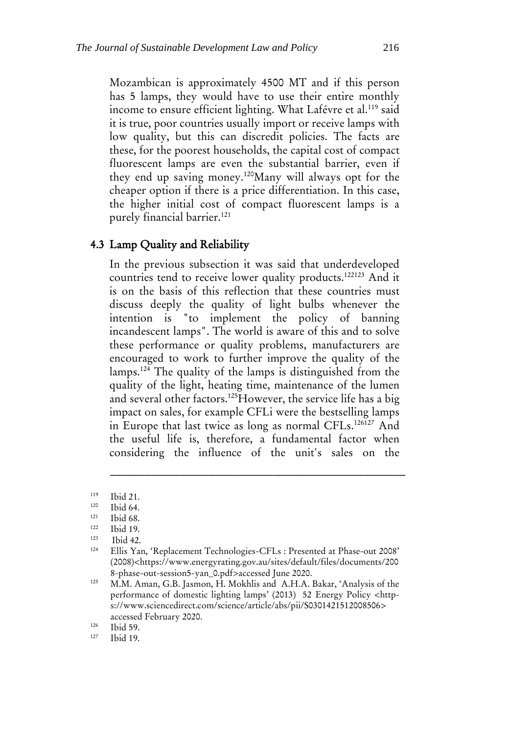Mozambican is approximately 4500 MT and if this person has 5 lamps, they would have to use their entire monthly income to ensure efficient lighting. What Lafévre et al.[119] said it is true, poor countries usually import or receive lamps with low quality, but this can discredit policies. The facts are these, for the poorest households, the capital cost of compact fluorescent lamps are even the substantial barrier, even if they end up saving money.[120]Many will always opt for the cheaper option if there is a price differentiation. In this case, the higher initial cost of compact fluorescent lamps is a purely financial barrier.[121]

## 4.3 Lamp Quality and Reliability

In the previous subsection it was said that underdeveloped countries tend to receive lower quality products.[122123] And it is on the basis of this reflection that these countries must discuss deeply the quality of light bulbs whenever the intention is "to implement the policy of banning incandescent lamps". The world is aware of this and to solve these performance or quality problems, manufacturers are encouraged to work to further improve the quality of the lamps.[124] The quality of the lamps is distinguished from the quality of the light, heating time, maintenance of the lumen and several other factors.[125]However, the service life has a big impact on sales, for example CFLi were the bestselling lamps in Europe that last twice as long as normal CFLs.[126127] And the useful life is, therefore, a fundamental factor when considering the influence of the unit's sales on the

---

[119] Ibid 21.

[120] Ibid 64.

[121] Ibid 68.

[122] Ibid 19.

[123] Ibid 42.

[124] Ellis Yan, 'Replacement Technologies-CFLs : Presented at Phase-out 2008' (2008)<https://www.energyrating.gov.au/sites/default/files/documents/2008-phase-out-session5-yan_0.pdf>accessed June 2020.

[125] M.M. Aman, G.B. Jasmon, H. Mokhlis and A.H.A. Bakar, 'Analysis of the performance of domestic lighting lamps' (2013) 52 Energy Policy <https://www.sciencedirect.com/science/article/abs/pii/S0301421512008506> accessed February 2020.

[126] Ibid 59.

[127] Ibid 19.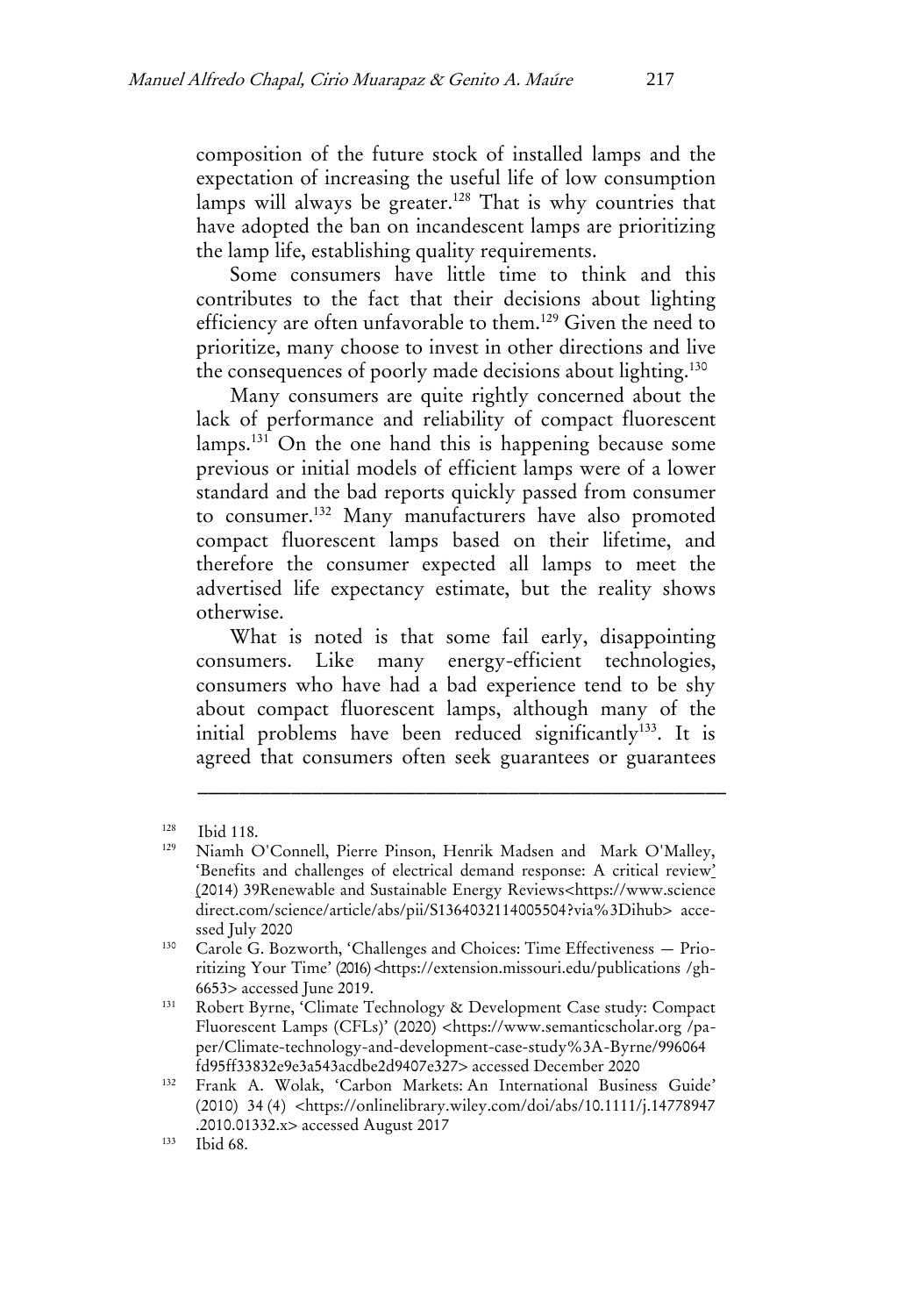composition of the future stock of installed lamps and the expectation of increasing the useful life of low consumption lamps will always be greater.[128] That is why countries that have adopted the ban on incandescent lamps are prioritizing the lamp life, establishing quality requirements.

Some consumers have little time to think and this contributes to the fact that their decisions about lighting efficiency are often unfavorable to them.[129] Given the need to prioritize, many choose to invest in other directions and live the consequences of poorly made decisions about lighting.[130]

Many consumers are quite rightly concerned about the lack of performance and reliability of compact fluorescent lamps.[131] On the one hand this is happening because some previous or initial models of efficient lamps were of a lower standard and the bad reports quickly passed from consumer to consumer.[132] Many manufacturers have also promoted compact fluorescent lamps based on their lifetime, and therefore the consumer expected all lamps to meet the advertised life expectancy estimate, but the reality shows otherwise.

What is noted is that some fail early, disappointing consumers. Like many energy-efficient technologies, consumers who have had a bad experience tend to be shy about compact fluorescent lamps, although many of the initial problems have been reduced significantly[133]. It is agreed that consumers often seek guarantees or guarantees

---

[128] Ibid 118.

[129] Niamh O'Connell, Pierre Pinson, Henrik Madsen and Mark O'Malley, 'Benefits and challenges of electrical demand response: A critical review' (2014) 39Renewable and Sustainable Energy Reviews<https://www.sciencedirect.com/science/article/abs/pii/S1364032114005504?via%3Dihub> accessed July 2020

[130] Carole G. Bozworth, 'Challenges and Choices: Time Effectiveness — Prioritizing Your Time' (2016) <https://extension.missouri.edu/publications /gh-6653> accessed June 2019.

[131] Robert Byrne, 'Climate Technology & Development Case study: Compact Fluorescent Lamps (CFLs)' (2020) <https://www.semanticscholar.org /paper/Climate-technology-and-development-case-study%3A-Byrne/996064fd95ff33832e9e3a543acdbe2d9407e327> accessed December 2020

[132] Frank A. Wolak, 'Carbon Markets: An International Business Guide' (2010) 34 (4) <https://onlinelibrary.wiley.com/doi/abs/10.1111/j.14778947.2010.01332.x> accessed August 2017

[133] Ibid 68.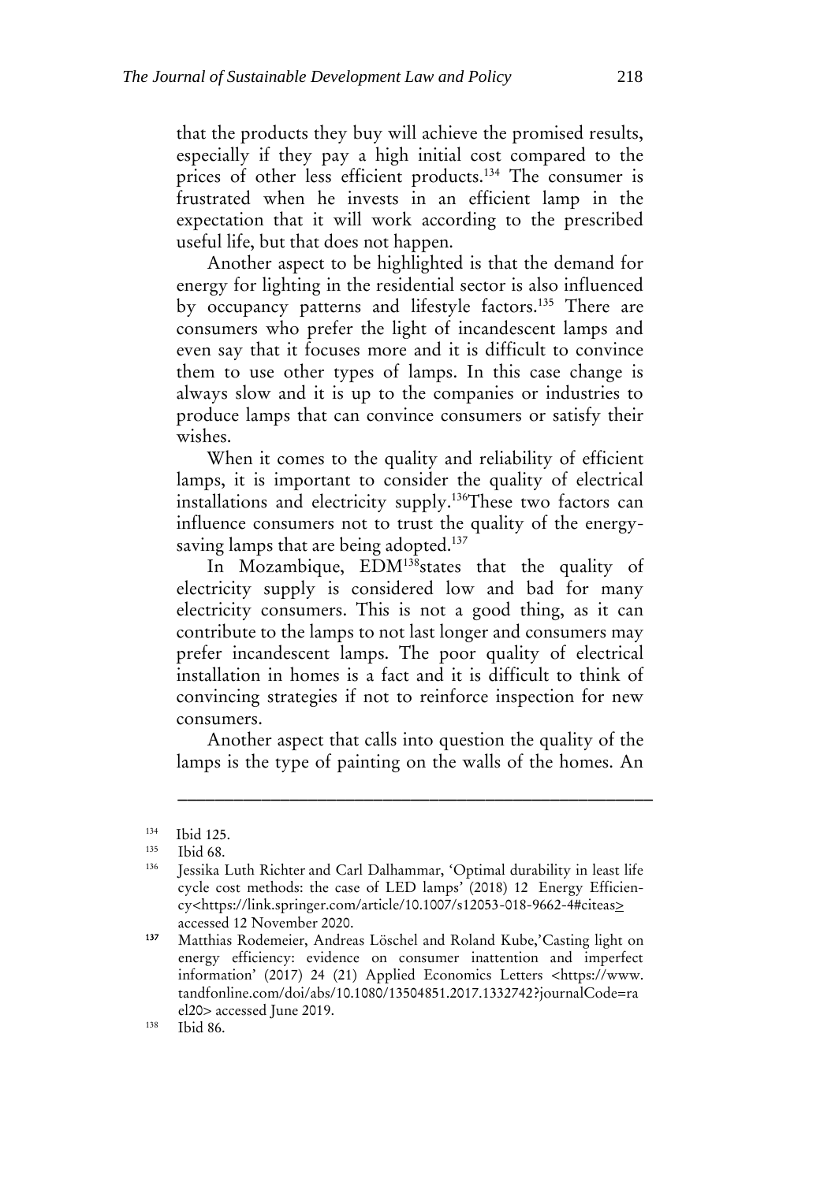that the products they buy will achieve the promised results, especially if they pay a high initial cost compared to the prices of other less efficient products.[134] The consumer is frustrated when he invests in an efficient lamp in the expectation that it will work according to the prescribed useful life, but that does not happen.

Another aspect to be highlighted is that the demand for energy for lighting in the residential sector is also influenced by occupancy patterns and lifestyle factors.[135] There are consumers who prefer the light of incandescent lamps and even say that it focuses more and it is difficult to convince them to use other types of lamps. In this case change is always slow and it is up to the companies or industries to produce lamps that can convince consumers or satisfy their wishes.

When it comes to the quality and reliability of efficient lamps, it is important to consider the quality of electrical installations and electricity supply.[136]These two factors can influence consumers not to trust the quality of the energy-saving lamps that are being adopted.[137]

In Mozambique, EDM[138]states that the quality of electricity supply is considered low and bad for many electricity consumers. This is not a good thing, as it can contribute to the lamps to not last longer and consumers may prefer incandescent lamps. The poor quality of electrical installation in homes is a fact and it is difficult to think of convincing strategies if not to reinforce inspection for new consumers.

Another aspect that calls into question the quality of the lamps is the type of painting on the walls of the homes. An

---

[134] Ibid 125.

[135] Ibid 68.

[136] Jessika Luth Richter and Carl Dalhammar, 'Optimal durability in least life cycle cost methods: the case of LED lamps' (2018) 12 Energy Efficiency<https://link.springer.com/article/10.1007/s12053-018-9662-4#citeas> accessed 12 November 2020.

[137] Matthias Rodemeier, Andreas Löschel and Roland Kube,'Casting light on energy efficiency: evidence on consumer inattention and imperfect information' (2017) 24 (21) Applied Economics Letters <https://www.tandfonline.com/doi/abs/10.1080/13504851.2017.1332742?journalCode=rael20> accessed June 2019.

[138] Ibid 86.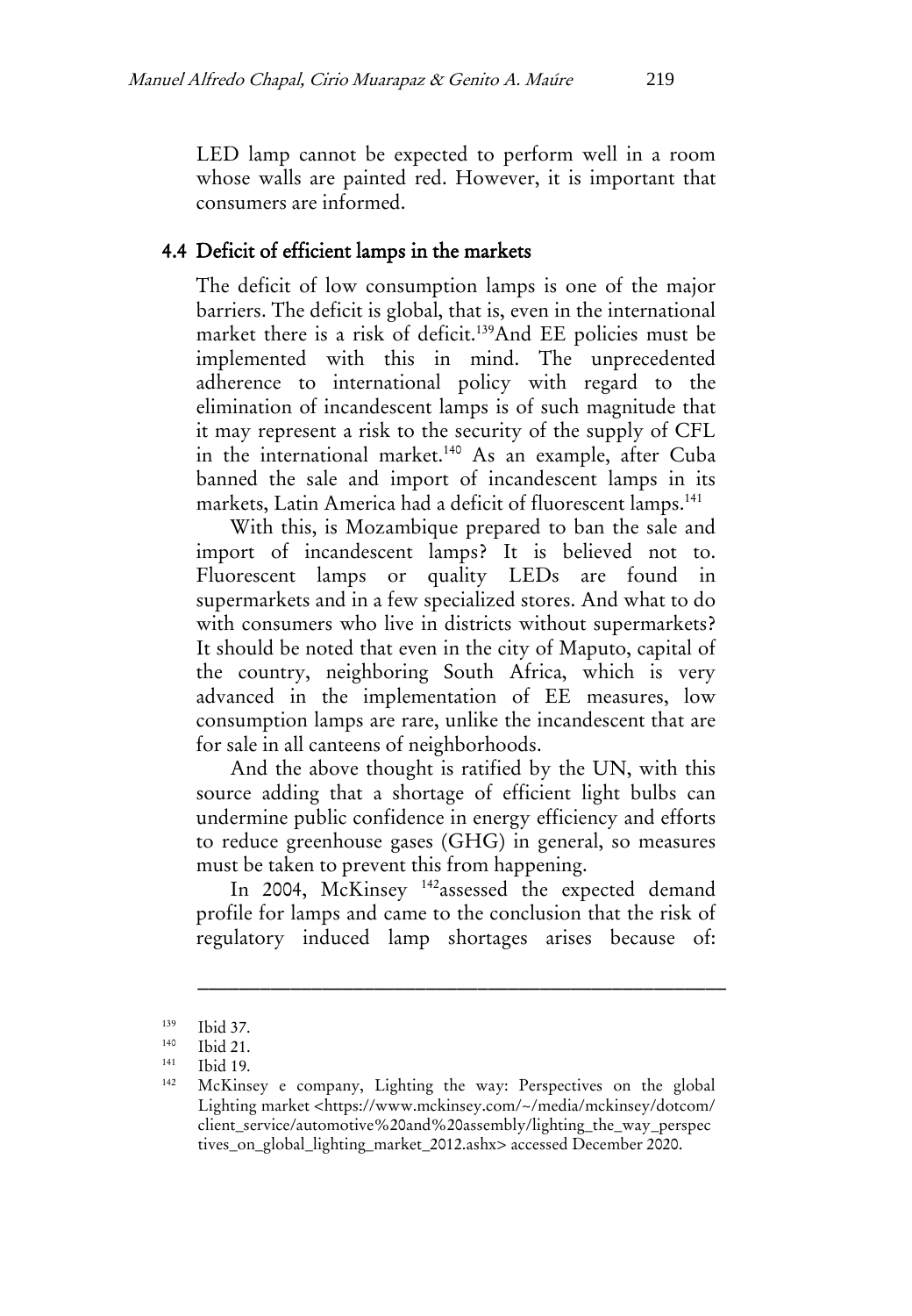LED lamp cannot be expected to perform well in a room whose walls are painted red. However, it is important that consumers are informed.

## 4.4 Deficit of efficient lamps in the markets

The deficit of low consumption lamps is one of the major barriers. The deficit is global, that is, even in the international market there is a risk of deficit.[139]And EE policies must be implemented with this in mind. The unprecedented adherence to international policy with regard to the elimination of incandescent lamps is of such magnitude that it may represent a risk to the security of the supply of CFL in the international market.[140] As an example, after Cuba banned the sale and import of incandescent lamps in its markets, Latin America had a deficit of fluorescent lamps.[141]

With this, is Mozambique prepared to ban the sale and import of incandescent lamps? It is believed not to. Fluorescent lamps or quality LEDs are found in supermarkets and in a few specialized stores. And what to do with consumers who live in districts without supermarkets? It should be noted that even in the city of Maputo, capital of the country, neighboring South Africa, which is very advanced in the implementation of EE measures, low consumption lamps are rare, unlike the incandescent that are for sale in all canteens of neighborhoods.

And the above thought is ratified by the UN, with this source adding that a shortage of efficient light bulbs can undermine public confidence in energy efficiency and efforts to reduce greenhouse gases (GHG) in general, so measures must be taken to prevent this from happening.

In 2004, McKinsey [142]assessed the expected demand profile for lamps and came to the conclusion that the risk of regulatory induced lamp shortages arises because of:

---

[139] Ibid 37.

[140] Ibid 21.

[141] Ibid 19.

[142] McKinsey e company, Lighting the way: Perspectives on the global Lighting market <https://www.mckinsey.com/~/media/mckinsey/dotcom/client_service/automotive%20and%20assembly/lighting_the_way_perspectives_on_global_lighting_market_2012.ashx> accessed December 2020.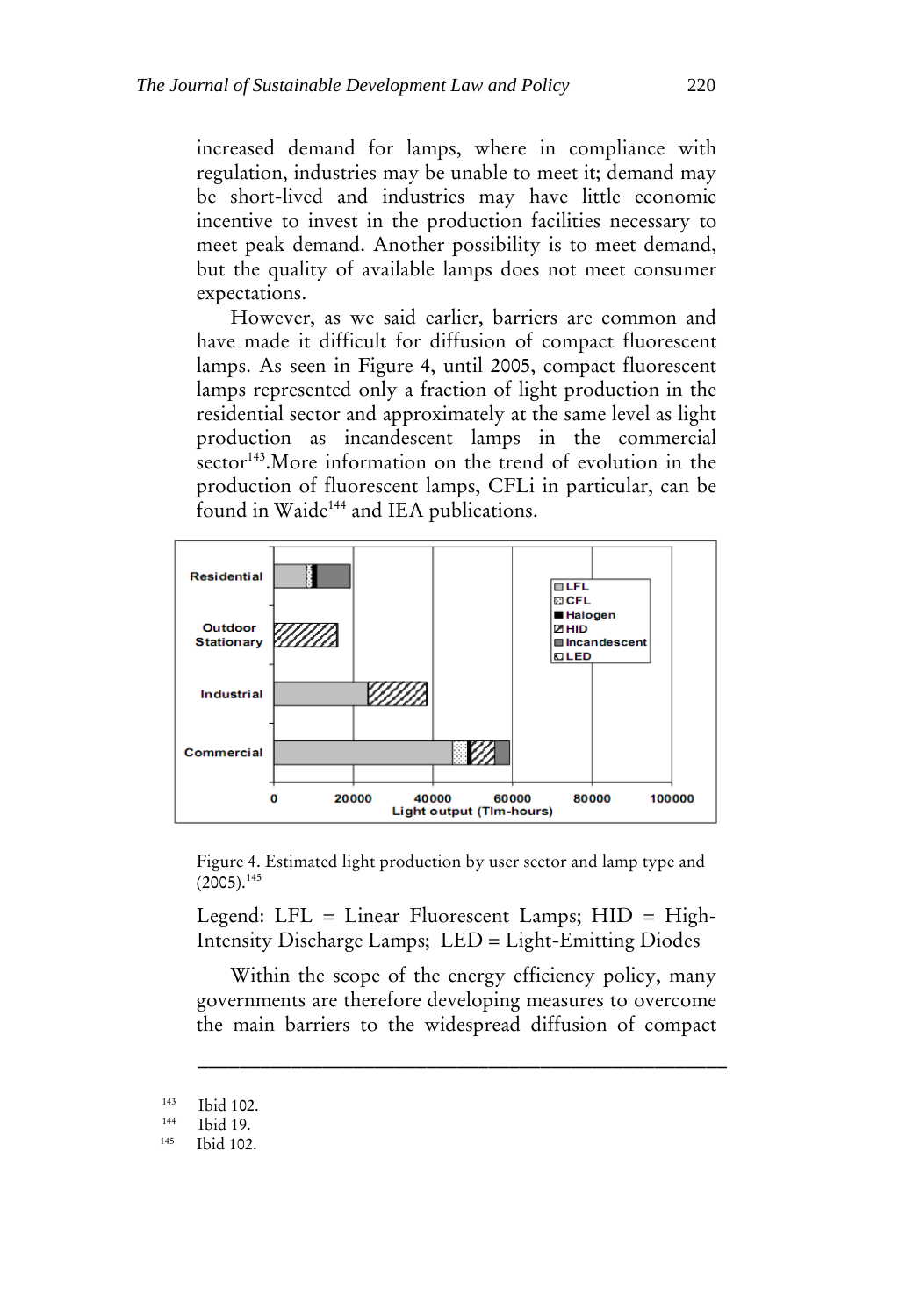increased demand for lamps, where in compliance with regulation, industries may be unable to meet it; demand may be short-lived and industries may have little economic incentive to invest in the production facilities necessary to meet peak demand. Another possibility is to meet demand, but the quality of available lamps does not meet consumer expectations.

However, as we said earlier, barriers are common and have made it difficult for diffusion of compact fluorescent lamps. As seen in Figure 4, until 2005, compact fluorescent lamps represented only a fraction of light production in the residential sector and approximately at the same level as light production as incandescent lamps in the commercial sector[143].More information on the trend of evolution in the production of fluorescent lamps, CFLi in particular, can be found in Waide[144] and IEA publications.

Figure 4. Estimated light production by user sector and lamp type and (2005).[145]

Legend: LFL = Linear Fluorescent Lamps; HID = High-Intensity Discharge Lamps; LED = Light-Emitting Diodes

Within the scope of the energy efficiency policy, many governments are therefore developing measures to overcome the main barriers to the widespread diffusion of compact

---

[143] Ibid 102.

[144] Ibid 19.

[145] Ibid 102.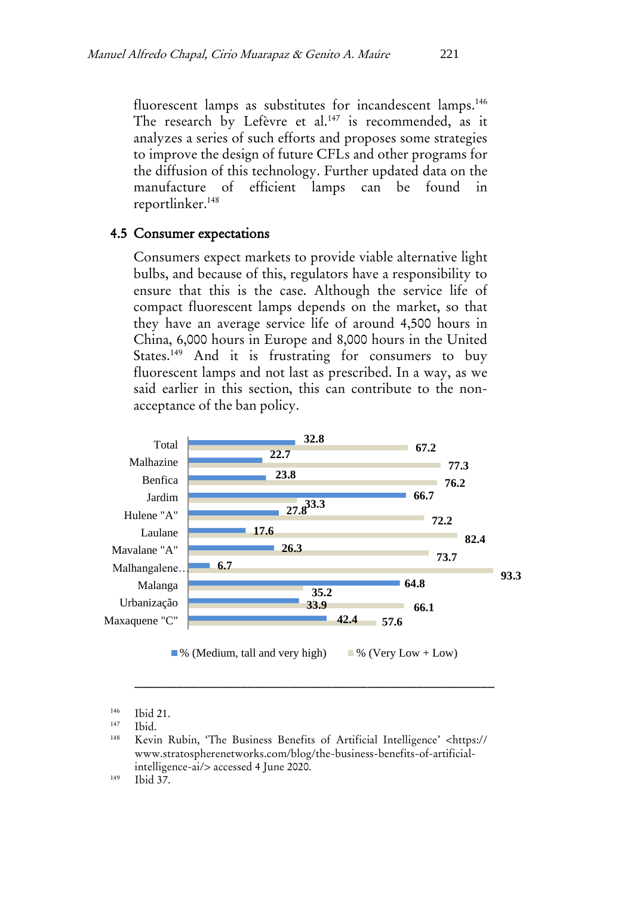fluorescent lamps as substitutes for incandescent lamps.[146] The research by Lefèvre et al.[147] is recommended, as it analyzes a series of such efforts and proposes some strategies to improve the design of future CFLs and other programs for the diffusion of this technology. Further updated data on the manufacture of efficient lamps can be found in reportlinker.[148]

### 4.5 Consumer expectations

Consumers expect markets to provide viable alternative light bulbs, and because of this, regulators have a responsibility to ensure that this is the case. Although the service life of compact fluorescent lamps depends on the market, so that they have an average service life of around 4,500 hours in China, 6,000 hours in Europe and 8,000 hours in the United States.[149] And it is frustrating for consumers to buy fluorescent lamps and not last as prescribed. In a way, as we said earlier in this section, this can contribute to the non-acceptance of the ban policy.

| | % (Medium, tall and very high) | % (Very Low + Low) |
|---|---|---|
| Total | 32.8 | 67.2 |
| Malhazine | 22.7 | 77.3 |
| Benfica | 23.8 | 76.2 |
| Jardim | 66.7 | 33.3 |
| Hulene "A" | 27.8 | 72.2 |
| Laulane | 17.6 | 82.4 |
| Mavalane "A" | 26.3 | 73.7 |
| Malhangalene… | 6.7 | 93.3 |
| Malanga | 64.8 | 35.2 |
| Urbanização | 33.9 | 66.1 |
| Maxaquene "C" | 42.4 | 57.6 |

---

[146] Ibid 21.

[147] Ibid.

[148] Kevin Rubin, 'The Business Benefits of Artificial Intelligence' <https://www.stratospherenetworks.com/blog/the-business-benefits-of-artificial-intelligence-ai/> accessed 4 June 2020.

[149] Ibid 37.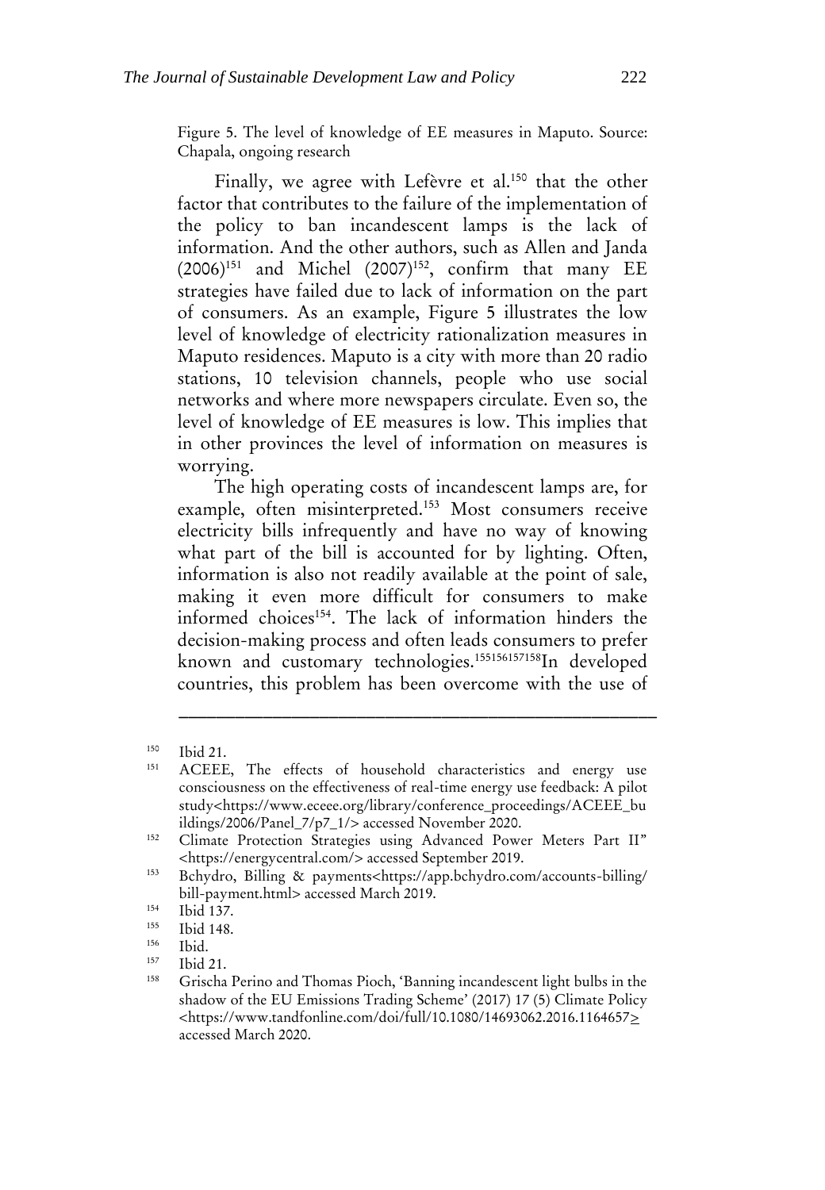Figure 5. The level of knowledge of EE measures in Maputo. Source: Chapala, ongoing research

Finally, we agree with Lefèvre et al.[150] that the other factor that contributes to the failure of the implementation of the policy to ban incandescent lamps is the lack of information. And the other authors, such as Allen and Janda (2006)[151] and Michel (2007)[152], confirm that many EE strategies have failed due to lack of information on the part of consumers. As an example, Figure 5 illustrates the low level of knowledge of electricity rationalization measures in Maputo residences. Maputo is a city with more than 20 radio stations, 10 television channels, people who use social networks and where more newspapers circulate. Even so, the level of knowledge of EE measures is low. This implies that in other provinces the level of information on measures is worrying.

The high operating costs of incandescent lamps are, for example, often misinterpreted.[153] Most consumers receive electricity bills infrequently and have no way of knowing what part of the bill is accounted for by lighting. Often, information is also not readily available at the point of sale, making it even more difficult for consumers to make informed choices[154]. The lack of information hinders the decision-making process and often leads consumers to prefer known and customary technologies.[155][156][157][158]In developed countries, this problem has been overcome with the use of

---

[150] Ibid 21.

[151] ACEEE, The effects of household characteristics and energy use consciousness on the effectiveness of real-time energy use feedback: A pilot study<https://www.eceee.org/library/conference_proceedings/ACEEE_buildings/2006/Panel_7/p7_1/> accessed November 2020.

[152] Climate Protection Strategies using Advanced Power Meters Part II" <https://energycentral.com/> accessed September 2019.

[153] Bchydro, Billing & payments<https://app.bchydro.com/accounts-billing/bill-payment.html> accessed March 2019.

[154] Ibid 137.

[155] Ibid 148.

[156] Ibid.

[157] Ibid 21.

[158] Grischa Perino and Thomas Pioch, 'Banning incandescent light bulbs in the shadow of the EU Emissions Trading Scheme' (2017) 17 (5) Climate Policy <https://www.tandfonline.com/doi/full/10.1080/14693062.2016.1164657> accessed March 2020.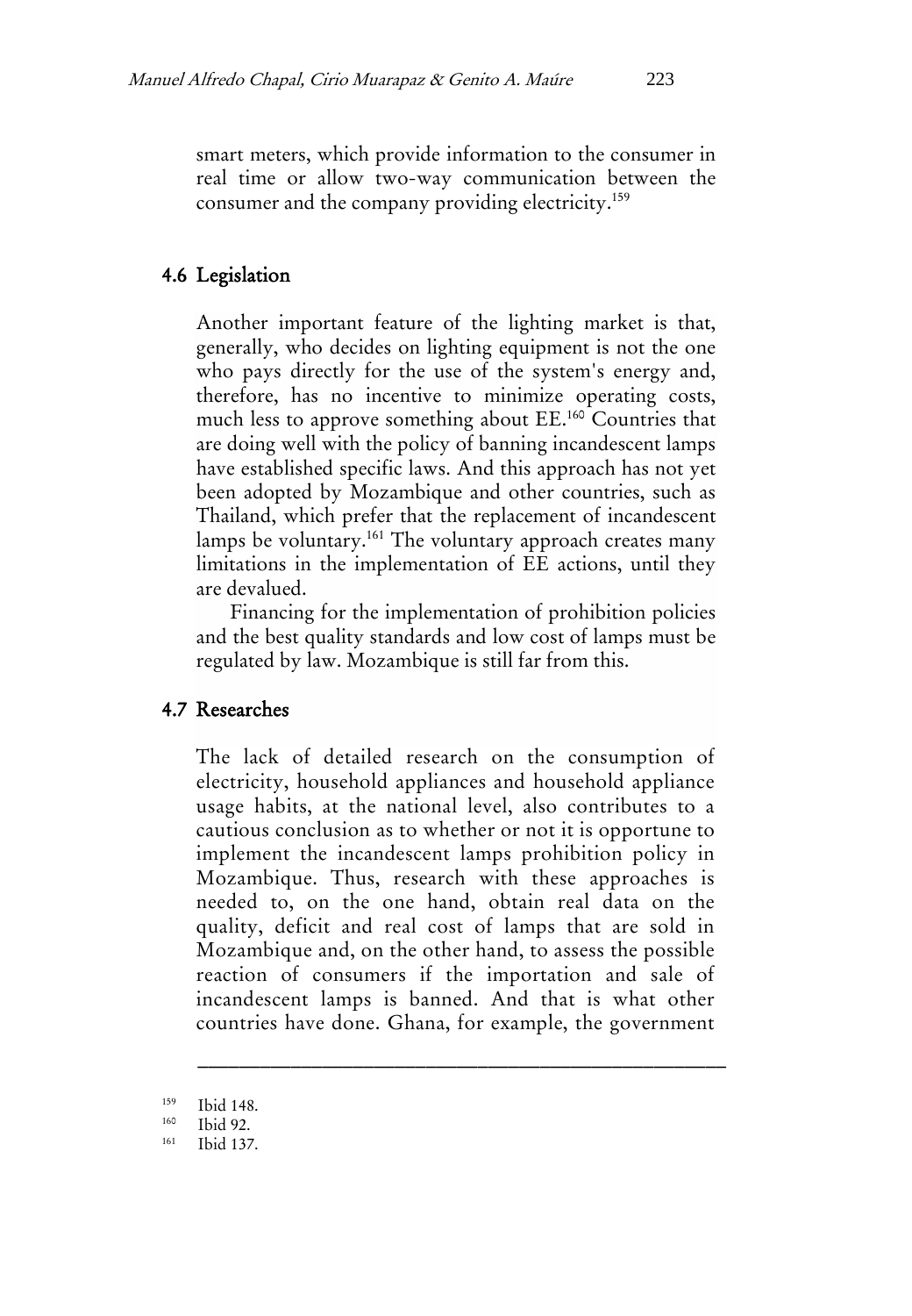smart meters, which provide information to the consumer in real time or allow two-way communication between the consumer and the company providing electricity.[159]

## 4.6 Legislation

Another important feature of the lighting market is that, generally, who decides on lighting equipment is not the one who pays directly for the use of the system's energy and, therefore, has no incentive to minimize operating costs, much less to approve something about EE.[160] Countries that are doing well with the policy of banning incandescent lamps have established specific laws. And this approach has not yet been adopted by Mozambique and other countries, such as Thailand, which prefer that the replacement of incandescent lamps be voluntary.[161] The voluntary approach creates many limitations in the implementation of EE actions, until they are devalued.

Financing for the implementation of prohibition policies and the best quality standards and low cost of lamps must be regulated by law. Mozambique is still far from this.

## 4.7 Researches

The lack of detailed research on the consumption of electricity, household appliances and household appliance usage habits, at the national level, also contributes to a cautious conclusion as to whether or not it is opportune to implement the incandescent lamps prohibition policy in Mozambique. Thus, research with these approaches is needed to, on the one hand, obtain real data on the quality, deficit and real cost of lamps that are sold in Mozambique and, on the other hand, to assess the possible reaction of consumers if the importation and sale of incandescent lamps is banned. And that is what other countries have done. Ghana, for example, the government

---

[159] Ibid 148.

[160] Ibid 92.

[161] Ibid 137.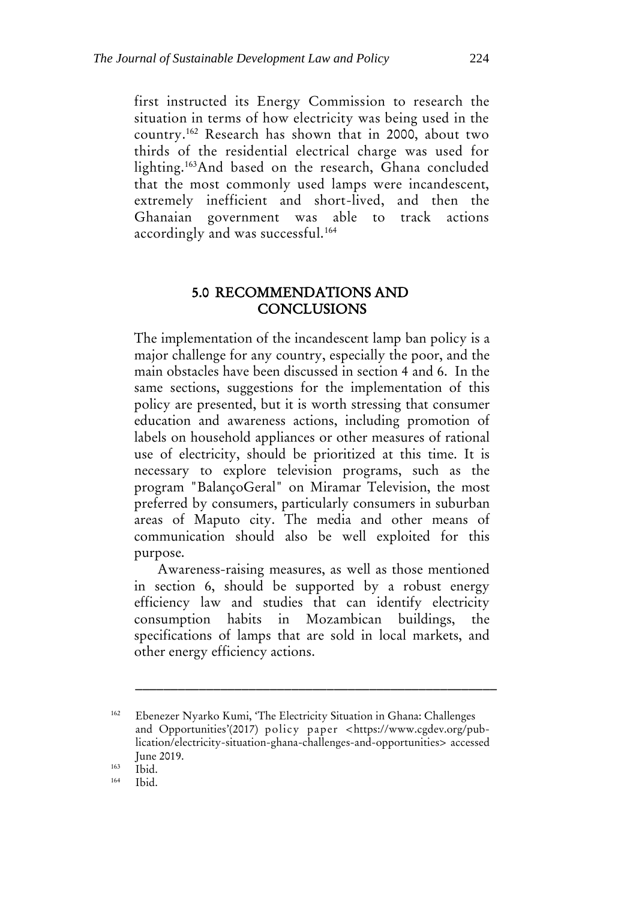first instructed its Energy Commission to research the situation in terms of how electricity was being used in the country.[162] Research has shown that in 2000, about two thirds of the residential electrical charge was used for lighting.[163]And based on the research, Ghana concluded that the most commonly used lamps were incandescent, extremely inefficient and short-lived, and then the Ghanaian government was able to track actions accordingly and was successful.[164]

## 5.0 RECOMMENDATIONS AND CONCLUSIONS

The implementation of the incandescent lamp ban policy is a major challenge for any country, especially the poor, and the main obstacles have been discussed in section 4 and 6. In the same sections, suggestions for the implementation of this policy are presented, but it is worth stressing that consumer education and awareness actions, including promotion of labels on household appliances or other measures of rational use of electricity, should be prioritized at this time. It is necessary to explore television programs, such as the program "BalançoGeral" on Miramar Television, the most preferred by consumers, particularly consumers in suburban areas of Maputo city. The media and other means of communication should also be well exploited for this purpose.

Awareness-raising measures, as well as those mentioned in section 6, should be supported by a robust energy efficiency law and studies that can identify electricity consumption habits in Mozambican buildings, the specifications of lamps that are sold in local markets, and other energy efficiency actions.

---

[162] Ebenezer Nyarko Kumi, 'The Electricity Situation in Ghana: Challenges and Opportunities'(2017) policy paper <https://www.cgdev.org/publication/electricity-situation-ghana-challenges-and-opportunities> accessed June 2019.

[163] Ibid.

[164] Ibid.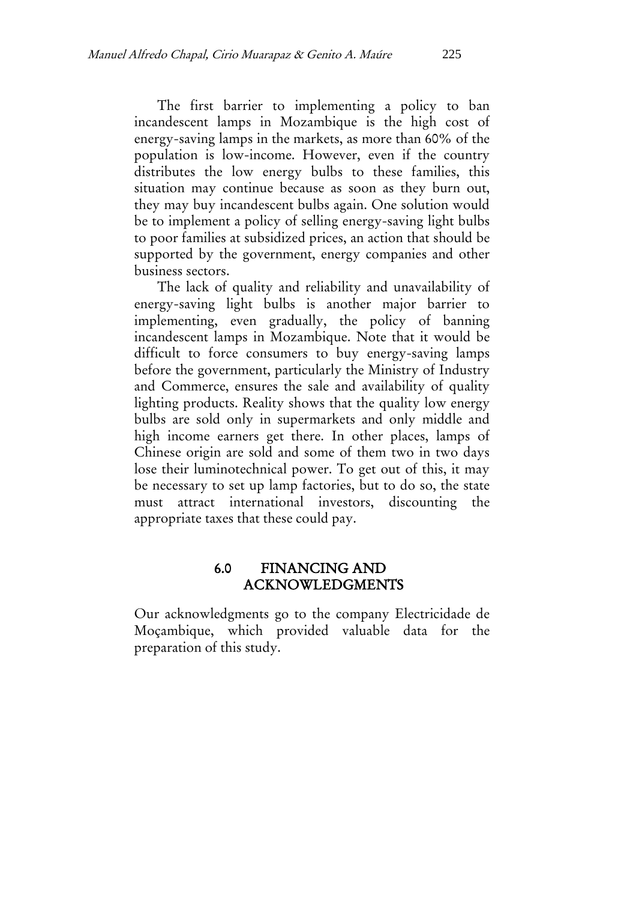The first barrier to implementing a policy to ban incandescent lamps in Mozambique is the high cost of energy-saving lamps in the markets, as more than 60% of the population is low-income. However, even if the country distributes the low energy bulbs to these families, this situation may continue because as soon as they burn out, they may buy incandescent bulbs again. One solution would be to implement a policy of selling energy-saving light bulbs to poor families at subsidized prices, an action that should be supported by the government, energy companies and other business sectors.

The lack of quality and reliability and unavailability of energy-saving light bulbs is another major barrier to implementing, even gradually, the policy of banning incandescent lamps in Mozambique. Note that it would be difficult to force consumers to buy energy-saving lamps before the government, particularly the Ministry of Industry and Commerce, ensures the sale and availability of quality lighting products. Reality shows that the quality low energy bulbs are sold only in supermarkets and only middle and high income earners get there. In other places, lamps of Chinese origin are sold and some of them two in two days lose their luminotechnical power. To get out of this, it may be necessary to set up lamp factories, but to do so, the state must attract international investors, discounting the appropriate taxes that these could pay.

## 6.0 FINANCING AND ACKNOWLEDGMENTS

Our acknowledgments go to the company Electricidade de Moçambique, which provided valuable data for the preparation of this study.